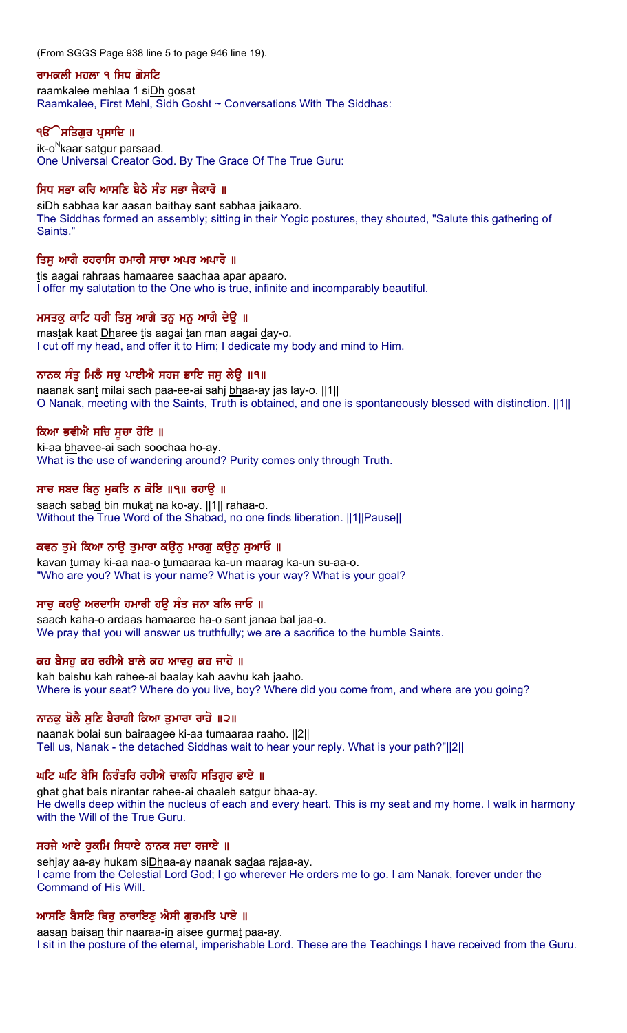(From SGGS Page 938 line 5 to page 946 line 19).

**ਰਾਮਕਲੀ ਮਹਲਾ ੧ ਸਿਧ ਗੋਸਟਿ**

raamkalee mehlaa 1 siDh gosat

Raamkalee, First Mehl, Sidh Gosht ~ Conversations With The Siddhas:

**ੴ ਸਤਿਗੁਰ ਪ੍ਰਸਾਦਿ ॥**

ik-o$^{N}$kaar satgur parsaad.

One Universal Creator God. By The Grace Of The True Guru:

**ਸਿਧ ਸਭਾ ਕਰਿ ਆਸਣਿ ਬੈਠੇ ਸੰਤ ਸਭਾ ਜੈਕਾਰੋ ॥**

siDh sabhaa kar aasan baithay sant sabhaa jaikaaro.

The Siddhas formed an assembly; sitting in their Yogic postures, they shouted, "Salute this gathering of Saints."

**ਤਿਸੁ ਆਗੈ ਰਹਰਾਸਿ ਹਮਾਰੀ ਸਾਚਾ ਅਪਰ ਅਪਾਰੋ ॥**

tis aagai rahraas hamaaree saachaa apar apaaro.

I offer my salutation to the One who is true, infinite and incomparably beautiful.

**ਮਸਤਕੁ ਕਾਟਿ ਧਰੀ ਤਿਸੁ ਆਗੈ ਤਨੁ ਮਨੁ ਆਗੈ ਦੇਉ ॥**

mastak kaat Dharee tis aagai tan man aagai day-o.

I cut off my head, and offer it to Him; I dedicate my body and mind to Him.

**ਨਾਨਕ ਸੰਤੁ ਮਿਲੈ ਸਚੁ ਪਾਈਐ ਸਹਜ ਭਾਇ ਜਸੁ ਲੇਉ ॥੧॥**

naanak sant milai sach paa-ee-ai sahj bhaa-ay jas lay-o. ||1||

O Nanak, meeting with the Saints, Truth is obtained, and one is spontaneously blessed with distinction. ||1||

**ਕਿਆ ਭਵੀਐ ਸਚਿ ਸੂਚਾ ਹੋਇ ॥**

ki-aa bhavee-ai sach soochaa ho-ay.

What is the use of wandering around? Purity comes only through Truth.

**ਸਾਚ ਸਬਦ ਬਿਨੁ ਮੁਕਤਿ ਨ ਕੋਇ ॥੧॥ ਰਹਾਉ ॥**

saach sabad bin mukat na ko-ay. ||1|| rahaa-o.

Without the True Word of the Shabad, no one finds liberation. ||1||Pause||

**ਕਵਨ ਤੁਮੇ ਕਿਆ ਨਾਉ ਤੁਮਾਰਾ ਕਉਨੁ ਮਾਰਗੁ ਕਉਨੁ ਸੁਆਓ ॥**

kavan tumay ki-aa naa-o tumaaraa ka-un maarag ka-un su-aa-o.

"Who are you? What is your name? What is your way? What is your goal?

**ਸਾਚੁ ਕਹਉ ਅਰਦਾਸਿ ਹਮਾਰੀ ਹਉ ਸੰਤ ਜਨਾ ਬਲਿ ਜਾਓ ॥**

saach kaha-o ardaas hamaaree ha-o sant janaa bal jaa-o.

We pray that you will answer us truthfully; we are a sacrifice to the humble Saints.

**ਕਹ ਬੈਸਹੁ ਕਹ ਰਹੀਐ ਬਾਲੇ ਕਹ ਆਵਹੁ ਕਹ ਜਾਹੋ ॥**

kah baishu kah rahee-ai baalay kah aavhu kah jaaho.

Where is your seat? Where do you live, boy? Where did you come from, and where are you going?

**ਨਾਨਕੁ ਬੋਲੈ ਸੁਣਿ ਬੈਰਾਗੀ ਕਿਆ ਤੁਮਾਰਾ ਰਾਹੋ ॥੨॥**

naanak bolai sun bairaagee ki-aa tumaaraa raaho. ||2||

Tell us, Nanak - the detached Siddhas wait to hear your reply. What is your path?"||2||

**ਘਟਿ ਘਟਿ ਬੈਸਿ ਨਿਰੰਤਰਿ ਰਹੀਐ ਚਾਲਹਿ ਸਤਿਗੁਰ ਭਾਏ ॥**

ghat ghat bais nirantar rahee-ai chaaleh satgur bhaa-ay.

He dwells deep within the nucleus of each and every heart. This is my seat and my home. I walk in harmony with the Will of the True Guru.

**ਸਹਜੇ ਆਏ ਹੁਕਮਿ ਸਿਧਾਏ ਨਾਨਕ ਸਦਾ ਰਜਾਏ ॥**

sehjay aa-ay hukam siDhaa-ay naanak sadaa rajaa-ay.

I came from the Celestial Lord God; I go wherever He orders me to go. I am Nanak, forever under the Command of His Will.

**ਆਸਣਿ ਬੈਸਣਿ ਥਿਰੁ ਨਾਰਾਇਣੁ ਐਸੀ ਗੁਰਮਤਿ ਪਾਏ ॥**

aasan baisan thir naaraa-in aisee gurmat paa-ay.

I sit in the posture of the eternal, imperishable Lord. These are the Teachings I have received from the Guru.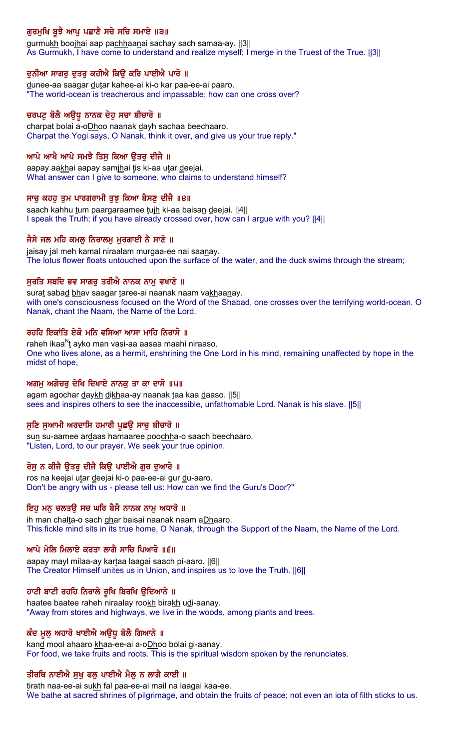**ਗੁਰਮੁਖਿ ਬੂਝੈ ਆਪੁ ਪਛਾਣੈ ਸਚੇ ਸਚਿ ਸਮਾਏ ॥੩॥**

gurmukh boojhai aap pachhaanai sachay sach samaa-ay. ||3||

As Gurmukh, I have come to understand and realize myself; I merge in the Truest of the True. ||3||

**ਦੁਨੀਆ ਸਾਗਰੁ ਦੁਤਰੁ ਕਹੀਐ ਕਿਉ ਕਰਿ ਪਾਈਐ ਪਾਰੋ ॥**

dunee-aa saagar dutar kahee-ai ki-o kar paa-ee-ai paaro.

"The world-ocean is treacherous and impassable; how can one cross over?

**ਚਰਪਟੁ ਬੋਲੈ ਅਉਧੂ ਨਾਨਕ ਦੇਹੁ ਸਚਾ ਬੀਚਾਰੋ ॥**

charpat bolai a-oDhoo naanak dayh sachaa beechaaro.

Charpat the Yogi says, O Nanak, think it over, and give us your true reply."

**ਆਪੇ ਆਖੈ ਆਪੇ ਸਮਝੈ ਤਿਸੁ ਕਿਆ ਉਤਰੁ ਦੀਜੈ ॥**

aapay aakhai aapay samjhai tis ki-aa utar deejai.

What answer can I give to someone, who claims to understand himself?

**ਸਾਚੁ ਕਹਹੁ ਤੁਮ ਪਾਰਗਰਾਮੀ ਤੁਝੁ ਕਿਆ ਬੈਸਣੁ ਦੀਜੈ ॥੪॥**

saach kahhu tum paargaraamee tujh ki-aa baisan deejai. ||4||

I speak the Truth; if you have already crossed over, how can I argue with you? ||4||

**ਜੈਸੇ ਜਲ ਮਹਿ ਕਮਲੁ ਨਿਰਾਲਮੁ ਮੁਰਗਾਈ ਨੈ ਸਾਣੇ ॥**

jaisay jal meh kamal niraalam murgaa-ee nai saanay.

The lotus flower floats untouched upon the surface of the water, and the duck swims through the stream;

**ਸੁਰਤਿ ਸਬਦਿ ਭਵ ਸਾਗਰੁ ਤਰੀਐ ਨਾਨਕ ਨਾਮੁ ਵਖਾਣੇ ॥**

surat sabad bhav saagar taree-ai naanak naam vakhaanay.

with one's consciousness focused on the Word of the Shabad, one crosses over the terrifying world-ocean. O Nanak, chant the Naam, the Name of the Lord.

**ਰਹਹਿ ਇਕਾਂਤਿ ਏਕੋ ਮਨਿ ਵਸਿਆ ਆਸਾ ਮਾਹਿ ਨਿਰਾਸੋ ॥**

raheh ikaaNt ayko man vasi-aa aasaa maahi niraaso.

One who lives alone, as a hermit, enshrining the One Lord in his mind, remaining unaffected by hope in the midst of hope,

**ਅਗਮੁ ਅਗੋਚਰੁ ਦੇਖਿ ਦਿਖਾਏ ਨਾਨਕੁ ਤਾ ਕਾ ਦਾਸੋ ॥੫॥**

agam agochar daykh dikhaa-ay naanak taa kaa daaso. ||5||

sees and inspires others to see the inaccessible, unfathomable Lord. Nanak is his slave. ||5||

**ਸੁਣਿ ਸੁਆਮੀ ਅਰਦਾਸਿ ਹਮਾਰੀ ਪੂਛਉ ਸਾਚੁ ਬੀਚਾਰੋ ॥**

sun su-aamee ardaas hamaaree poochha-o saach beechaaro.

"Listen, Lord, to our prayer. We seek your true opinion.

**ਰੋਸੁ ਨ ਕੀਜੈ ਉਤਰੁ ਦੀਜੈ ਕਿਉ ਪਾਈਐ ਗੁਰ ਦੁਆਰੋ ॥**

ros na keejai utar deejai ki-o paa-ee-ai gur du-aaro.

Don't be angry with us - please tell us: How can we find the Guru's Door?"

**ਇਹੁ ਮਨੁ ਚਲਤਉ ਸਚ ਘਰਿ ਬੈਸੈ ਨਾਨਕ ਨਾਮੁ ਅਧਾਰੋ ॥**

ih man chalta-o sach ghar baisai naanak naam aDhaaro.

This fickle mind sits in its true home, O Nanak, through the Support of the Naam, the Name of the Lord.

**ਆਪੇ ਮੇਲਿ ਮਿਲਾਏ ਕਰਤਾ ਲਾਗੈ ਸਾਚਿ ਪਿਆਰੋ ॥੬॥**

aapay mayl milaa-ay kartaa laagai saach pi-aaro. ||6||

The Creator Himself unites us in Union, and inspires us to love the Truth. ||6||

**ਹਾਟੀ ਬਾਟੀ ਰਹਹਿ ਨਿਰਾਲੇ ਰੂਖਿ ਬਿਰਖਿ ਉਦਿਆਨੇ ॥**

haatee baatee raheh niraalay rookh birakh udi-aanay.

"Away from stores and highways, we live in the woods, among plants and trees.

**ਕੰਦ ਮੂਲੁ ਅਹਾਰੋ ਖਾਈਐ ਅਉਧੂ ਬੋਲੈ ਗਿਆਨੇ ॥**

kand mool ahaaro khaa-ee-ai a-oDhoo bolai gi-aanay.

For food, we take fruits and roots. This is the spiritual wisdom spoken by the renunciates.

**ਤੀਰਥਿ ਨਾਈਐ ਸੁਖੁ ਫਲੁ ਪਾਈਐ ਮੈਲੁ ਨ ਲਾਗੈ ਕਾਈ ॥**

tirath naa-ee-ai sukh fal paa-ee-ai mail na laagai kaa-ee.

We bathe at sacred shrines of pilgrimage, and obtain the fruits of peace; not even an iota of filth sticks to us.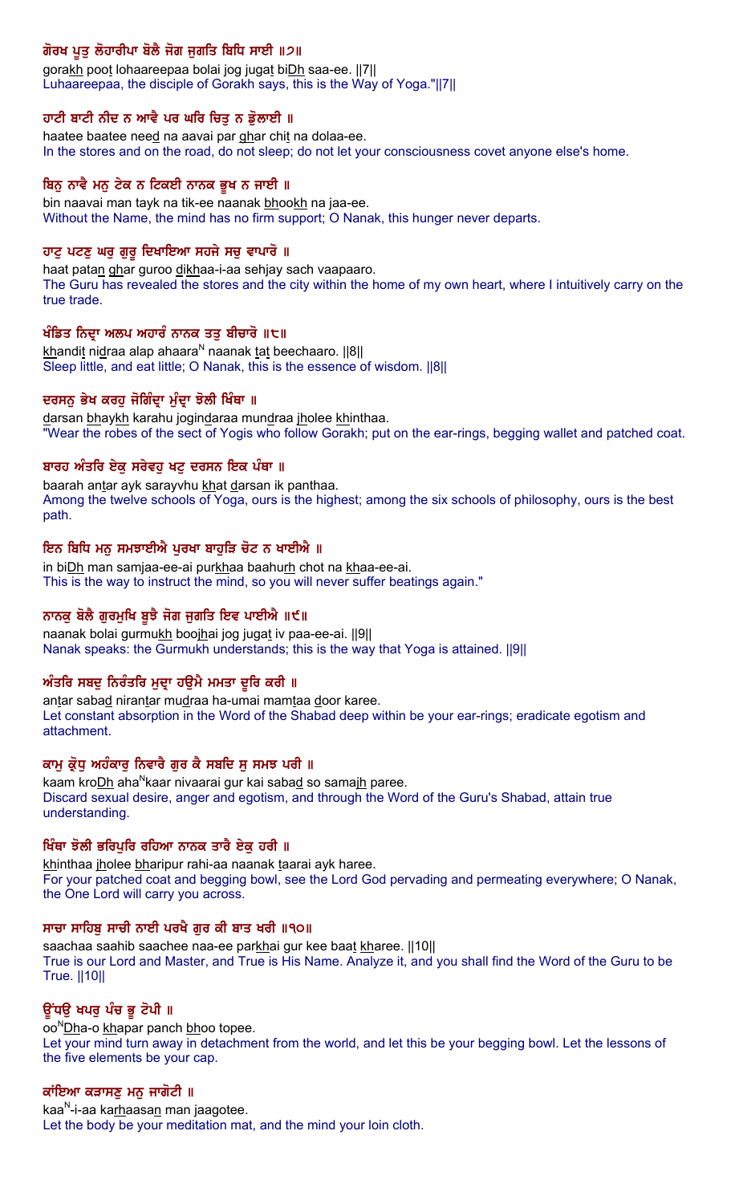**ਗੋਰਖ ਪੂਤੁ ਲੋਹਾਰੀਪਾ ਬੋਲੈ ਜੋਗ ਜੁਗਤਿ ਬਿਧਿ ਸਾਈ ॥੭॥**

gorakh poot lohaareepaa bolai jog jugat biDh saa-ee. ||7||

Luhaareepaa, the disciple of Gorakh says, this is the Way of Yoga."||7||

**ਹਾਟੀ ਬਾਟੀ ਨੀਦ ਨ ਆਵੈ ਪਰ ਘਰਿ ਚਿਤੁ ਨ ਡੋੁਲਾਈ ॥**

haatee baatee need na aavai par ghar chit na dolaa-ee.

In the stores and on the road, do not sleep; do not let your consciousness covet anyone else's home.

**ਬਿਨੁ ਨਾਵੈ ਮਨੁ ਟੇਕ ਨ ਟਿਕਈ ਨਾਨਕ ਭੂਖ ਨ ਜਾਈ ॥**

bin naavai man tayk na tik-ee naanak bhookh na jaa-ee.

Without the Name, the mind has no firm support; O Nanak, this hunger never departs.

**ਹਾਟੁ ਪਟਣੁ ਘਰੁ ਗੁਰੂ ਦਿਖਾਇਆ ਸਹਜੇ ਸਚੁ ਵਾਪਾਰੋ ॥**

haat patan ghar guroo dikhaa-i-aa sehjay sach vaapaaro.

The Guru has revealed the stores and the city within the home of my own heart, where I intuitively carry on the true trade.

**ਖੰਡਿਤ ਨਿਦ੍ਰਾ ਅਲਪ ਅਹਾਰੰ ਨਾਨਕ ਤਤੁ ਬੀਚਾਰੋ ॥੮॥**

khandit nidraa alap ahaara[N] naanak tat beechaaro. ||8||

Sleep little, and eat little; O Nanak, this is the essence of wisdom. ||8||

**ਦਰਸਨੁ ਭੇਖ ਕਰਹੁ ਜੋਗਿੰਦ੍ਰਾ ਮੁੰਦ੍ਰਾ ਝੋਲੀ ਖਿੰਥਾ ॥**

darsan bhaykh karahu jogindraa mundraa jholee khinthaa.

"Wear the robes of the sect of Yogis who follow Gorakh; put on the ear-rings, begging wallet and patched coat.

**ਬਾਰਹ ਅੰਤਰਿ ਏਕੁ ਸਰੇਵਹੁ ਖਟੁ ਦਰਸਨ ਇਕ ਪੰਥਾ ॥**

baarah antar ayk sarayvhu khat darsan ik panthaa.

Among the twelve schools of Yoga, ours is the highest; among the six schools of philosophy, ours is the best path.

**ਇਨ ਬਿਧਿ ਮਨੁ ਸਮਝਾਈਐ ਪੁਰਖਾ ਬਾਹੁੜਿ ਚੋਟ ਨ ਖਾਈਐ ॥**

in biDh man samjaa-ee-ai purkhaa baahurh chot na khaa-ee-ai.

This is the way to instruct the mind, so you will never suffer beatings again."

**ਨਾਨਕੁ ਬੋਲੈ ਗੁਰਮੁਖਿ ਬੂਝੈ ਜੋਗ ਜੁਗਤਿ ਇਵ ਪਾਈਐ ॥੯॥**

naanak bolai gurmukh boojhai jog jugat iv paa-ee-ai. ||9||

Nanak speaks: the Gurmukh understands; this is the way that Yoga is attained. ||9||

**ਅੰਤਰਿ ਸਬਦੁ ਨਿਰੰਤਰਿ ਮੁਦ੍ਰਾ ਹਉਮੈ ਮਮਤਾ ਦੂਰਿ ਕਰੀ ॥**

antar sabad nirantar mudraa ha-umai mamtaa door karee.

Let constant absorption in the Word of the Shabad deep within be your ear-rings; eradicate egotism and attachment.

**ਕਾਮੁ ਕ੍ਰੋਧੁ ਅਹੰਕਾਰੁ ਨਿਵਾਰੈ ਗੁਰ ਕੈ ਸਬਦਿ ਸੁ ਸਮਝ ਪਰੀ ॥**

kaam kroDh aha[N]kaar nivaarai gur kai sabad so samajh paree.

Discard sexual desire, anger and egotism, and through the Word of the Guru's Shabad, attain true understanding.

**ਖਿੰਥਾ ਝੋਲੀ ਭਰਿਪੁਰਿ ਰਹਿਆ ਨਾਨਕ ਤਾਰੈ ਏਕੁ ਹਰੀ ॥**

khinthaa jholee bharipur rahi-aa naanak taarai ayk haree.

For your patched coat and begging bowl, see the Lord God pervading and permeating everywhere; O Nanak, the One Lord will carry you across.

**ਸਾਚਾ ਸਾਹਿਬੁ ਸਾਚੀ ਨਾਈ ਪਰਖੈ ਗੁਰ ਕੀ ਬਾਤ ਖਰੀ ॥੧੦॥**

saachaa saahib saachee naa-ee parkhai gur kee baat kharee. ||10||

True is our Lord and Master, and True is His Name. Analyze it, and you shall find the Word of the Guru to be True. ||10||

**ਊੰਧਉ ਖਪਰੁ ਪੰਚ ਭੂ ਟੋਪੀ ॥**

oo[N]Dha-o khapar panch bhoo topee.

Let your mind turn away in detachment from the world, and let this be your begging bowl. Let the lessons of the five elements be your cap.

**ਕਾਂਇਆ ਕੜਾਸਣੁ ਮਨੁ ਜਾਗੋਟੀ ॥**

kaa[N]-i-aa karhaasan man jaagotee.

Let the body be your meditation mat, and the mind your loin cloth.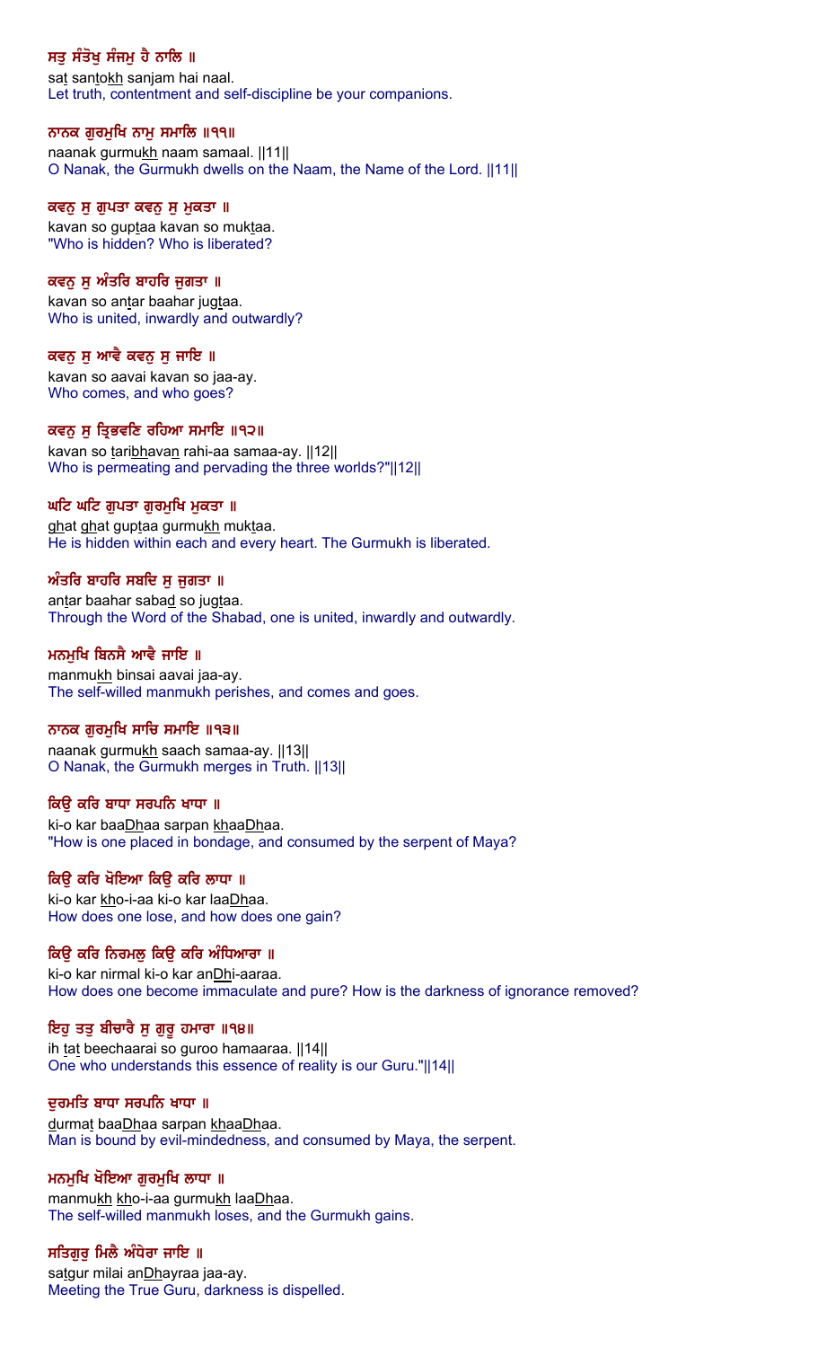**ਸਤੁ ਸੰਤੋਖੁ ਸੰਜਮੁ ਹੈ ਨਾਲਿ ॥**

sat santokh sanjam hai naal.

Let truth, contentment and self-discipline be your companions.

**ਨਾਨਕ ਗੁਰਮੁਖਿ ਨਾਮੁ ਸਮਾਲਿ ॥੧੧॥**

naanak gurmukh naam samaal. ||11||

O Nanak, the Gurmukh dwells on the Naam, the Name of the Lord. ||11||

**ਕਵਣੁ ਸੁ ਗੁਪਤਾ ਕਵਣੁ ਸੁ ਮੁਕਤਾ ॥**

kavan so guptaa kavan so muktaa.

"Who is hidden? Who is liberated?

**ਕਵਣੁ ਸੁ ਅੰਤਰਿ ਬਾਹਰਿ ਜੁਗਤਾ ॥**

kavan so antar baahar jugtaa.

Who is united, inwardly and outwardly?

**ਕਵਣੁ ਸੁ ਆਵੈ ਕਵਣੁ ਸੁ ਜਾਇ ॥**

kavan so aavai kavan so jaa-ay.

Who comes, and who goes?

**ਕਵਣੁ ਸੁ ਤ੍ਰਿਭਵਣਿ ਰਹਿਆ ਸਮਾਇ ॥੧੨॥**

kavan so taribhavan rahi-aa samaa-ay. ||12||

Who is permeating and pervading the three worlds?"||12||

**ਘਟਿ ਘਟਿ ਗੁਪਤਾ ਗੁਰਮੁਖਿ ਮੁਕਤਾ ॥**

ghat ghat guptaa gurmukh muktaa.

He is hidden within each and every heart. The Gurmukh is liberated.

**ਅੰਤਰਿ ਬਾਹਰਿ ਸਬਦਿ ਸੁ ਜੁਗਤਾ ॥**

antar baahar sabad so jugtaa.

Through the Word of the Shabad, one is united, inwardly and outwardly.

**ਮਨਮੁਖਿ ਬਿਨਸੈ ਆਵੈ ਜਾਇ ॥**

manmukh binsai aavai jaa-ay.

The self-willed manmukh perishes, and comes and goes.

**ਨਾਨਕ ਗੁਰਮੁਖਿ ਸਾਚਿ ਸਮਾਇ ॥੧੩॥**

naanak gurmukh saach samaa-ay. ||13||

O Nanak, the Gurmukh merges in Truth. ||13||

**ਕਿਉ ਕਰਿ ਬਾਧਾ ਸਰਪਨਿ ਖਾਧਾ ॥**

ki-o kar baaDhaa sarpan khaaDhaa.

"How is one placed in bondage, and consumed by the serpent of Maya?

**ਕਿਉ ਕਰਿ ਖੋਇਆ ਕਿਉ ਕਰਿ ਲਾਧਾ ॥**

ki-o kar kho-i-aa ki-o kar laaDhaa.

How does one lose, and how does one gain?

**ਕਿਉ ਕਰਿ ਨਿਰਮਲੁ ਕਿਉ ਕਰਿ ਅੰਧਿਆਰਾ ॥**

ki-o kar nirmal ki-o kar anDhi-aaraa.

How does one become immaculate and pure? How is the darkness of ignorance removed?

**ਇਹੁ ਤਤੁ ਬੀਚਾਰੈ ਸੁ ਗੁਰੂ ਹਮਾਰਾ ॥੧੪॥**

ih tat beechaarai so guroo hamaaraa. ||14||

One who understands this essence of reality is our Guru."||14||

**ਦੁਰਮਤਿ ਬਾਧਾ ਸਰਪਨਿ ਖਾਧਾ ॥**

durmat baaDhaa sarpan khaaDhaa.

Man is bound by evil-mindedness, and consumed by Maya, the serpent.

**ਮਨਮੁਖਿ ਖੋਇਆ ਗੁਰਮੁਖਿ ਲਾਧਾ ॥**

manmukh kho-i-aa gurmukh laaDhaa.

The self-willed manmukh loses, and the Gurmukh gains.

**ਸਤਿਗੁਰੁ ਮਿਲੈ ਅੰਧੇਰਾ ਜਾਇ ॥**

satgur milai anDhayraa jaa-ay.

Meeting the True Guru, darkness is dispelled.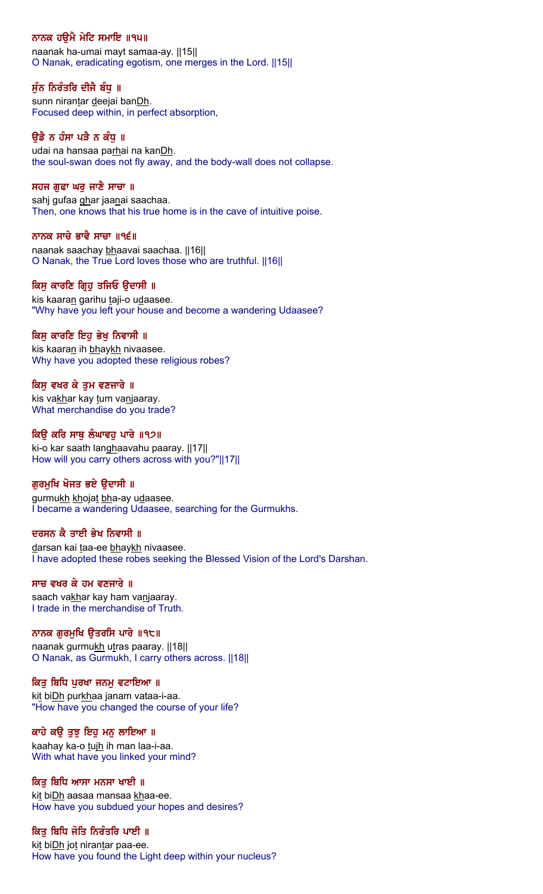**ਨਾਨਕ ਹਉਮੈ ਮੇਟਿ ਸਮਾਇ ॥੧੫॥**
naanak ha-umai mayt samaa-ay. ||15||
O Nanak, eradicating egotism, one merges in the Lord. ||15||

**ਸੁੰਨ ਨਿਰੰਤਰਿ ਦੀਜੈ ਬੰਧੁ ॥**
sunn nirantar deejai banDh.
Focused deep within, in perfect absorption,

**ਉਡੈ ਨ ਹੰਸਾ ਪੜੈ ਨ ਕੰਧੁ ॥**
udai na hansaa parhai na kanDh.
the soul-swan does not fly away, and the body-wall does not collapse.

**ਸਹਜ ਗੁਫਾ ਘਰੁ ਜਾਣੈ ਸਾਚਾ ॥**
sahj gufaa ghar jaanai saachaa.
Then, one knows that his true home is in the cave of intuitive poise.

**ਨਾਨਕ ਸਾਚੇ ਭਾਵੈ ਸਾਚਾ ॥੧੬॥**
naanak saachay bhaavai saachaa. ||16||
O Nanak, the True Lord loves those who are truthful. ||16||

**ਕਿਸੁ ਕਾਰਣਿ ਗ੍ਰਿਹੁ ਤਜਿਓ ਉਦਾਸੀ ॥**
kis kaaran garihu taji-o udaasee.
"Why have you left your house and become a wandering Udaasee?

**ਕਿਸੁ ਕਾਰਣਿ ਇਹੁ ਭੇਖੁ ਨਿਵਾਸੀ ॥**
kis kaaran ih bhaykh nivaasee.
Why have you adopted these religious robes?

**ਕਿਸੁ ਵਖਰ ਕੇ ਤੁਮ ਵਣਜਾਰੇ ॥**
kis vakhar kay tum vanjaaray.
What merchandise do you trade?

**ਕਿਉ ਕਰਿ ਸਾਥੁ ਲੰਘਾਵਹੁ ਪਾਰੇ ॥੧੭॥**
ki-o kar saath langhaavahu paaray. ||17||
How will you carry others across with you?"||17||

**ਗੁਰਮੁਖਿ ਖੋਜਤ ਭਏ ਉਦਾਸੀ ॥**
gurmukh khojat bha-ay udaasee.
I became a wandering Udaasee, searching for the Gurmukhs.

**ਦਰਸਨ ਕੈ ਤਾਈ ਭੇਖ ਨਿਵਾਸੀ ॥**
darsan kai taa-ee bhaykh nivaasee.
I have adopted these robes seeking the Blessed Vision of the Lord's Darshan.

**ਸਾਚ ਵਖਰ ਕੇ ਹਮ ਵਣਜਾਰੇ ॥**
saach vakhar kay ham vanjaaray.
I trade in the merchandise of Truth.

**ਨਾਨਕ ਗੁਰਮੁਖਿ ਉਤਰਸਿ ਪਾਰੇ ॥੧੮॥**
naanak gurmukh utras paaray. ||18||
O Nanak, as Gurmukh, I carry others across. ||18||

**ਕਿਤੁ ਬਿਧਿ ਪੁਰਖਾ ਜਨਮੁ ਵਟਾਇਆ ॥**
kit biDh purkhaa janam vataa-i-aa.
"How have you changed the course of your life?

**ਕਾਹੇ ਕਉ ਤੁਝੁ ਇਹੁ ਮਨੁ ਲਾਇਆ ॥**
kaahay ka-o tujh ih man laa-i-aa.
With what have you linked your mind?

**ਕਿਤੁ ਬਿਧਿ ਆਸਾ ਮਨਸਾ ਖਾਈ ॥**
kit biDh aasaa mansaa khaa-ee.
How have you subdued your hopes and desires?

**ਕਿਤੁ ਬਿਧਿ ਜੋਤਿ ਨਿਰੰਤਰਿ ਪਾਈ ॥**
kit biDh jot nirantar paa-ee.
How have you found the Light deep within your nucleus?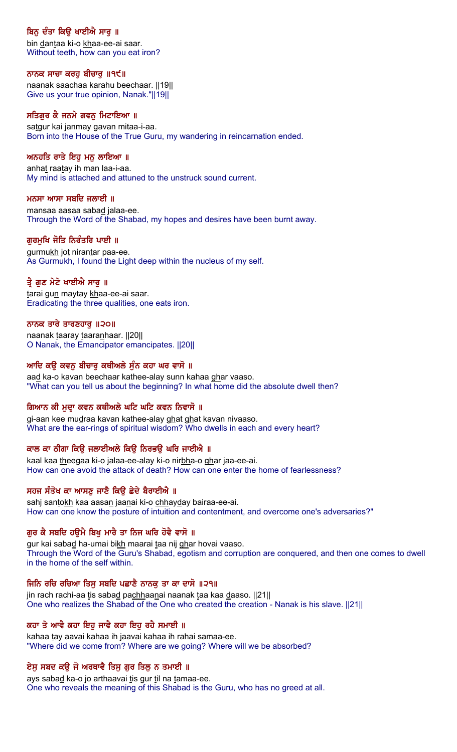**ਬਿਨੁ ਦੰਤਾ ਕਿਉ ਖਾਈਐ ਸਾਰੁ ॥**

bin dantaa ki-o khaa-ee-ai saar.

Without teeth, how can you eat iron?

**ਨਾਨਕ ਸਾਚਾ ਕਰਹੁ ਬੀਚਾਰੁ ॥੧੯॥**

naanak saachaa karahu beechaar. ||19||

Give us your true opinion, Nanak."||19||

**ਸਤਿਗੁਰ ਕੈ ਜਨਮੇ ਗਵਨੁ ਮਿਟਾਇਆ ॥**

satgur kai janmay gavan mitaa-i-aa.

Born into the House of the True Guru, my wandering in reincarnation ended.

**ਅਨਹਤਿ ਰਾਤੇ ਇਹੁ ਮਨੁ ਲਾਇਆ ॥**

anhat raatay ih man laa-i-aa.

My mind is attached and attuned to the unstruck sound current.

**ਮਨਸਾ ਆਸਾ ਸਬਦਿ ਜਲਾਈ ॥**

mansaa aasaa sabad jalaa-ee.

Through the Word of the Shabad, my hopes and desires have been burnt away.

**ਗੁਰਮੁਖਿ ਜੋਤਿ ਨਿਰੰਤਰਿ ਪਾਈ ॥**

gurmukh jot nirantar paa-ee.

As Gurmukh, I found the Light deep within the nucleus of my self.

**ਤ੍ਰੈ ਗੁਣ ਮੇਟੇ ਖਾਈਐ ਸਾਰੁ ॥**

tarai gun maytay khaa-ee-ai saar.

Eradicating the three qualities, one eats iron.

**ਨਾਨਕ ਤਾਰੇ ਤਾਰਣਹਾਰੁ ॥੨੦॥**

naanak taaray taaranhaar. ||20||

O Nanak, the Emancipator emancipates. ||20||

**ਆਦਿ ਕਉ ਕਵਨੁ ਬੀਚਾਰੁ ਕਥੀਅਲੇ ਸੁੰਨ ਕਹਾ ਘਰ ਵਾਸੋ ॥**

aad ka-o kavan beechaar kathee-alay sunn kahaa ghar vaaso.

"What can you tell us about the beginning? In what home did the absolute dwell then?

**ਗਿਆਨ ਕੀ ਮੁਦ੍ਰਾ ਕਵਨ ਕਥੀਅਲੇ ਘਟਿ ਘਟਿ ਕਵਨ ਨਿਵਾਸੋ ॥**

gi-aan kee mudraa kavan kathee-alay ghat ghat kavan nivaaso.

What are the ear-rings of spiritual wisdom? Who dwells in each and every heart?

**ਕਾਲ ਕਾ ਠੀਗਾ ਕਿਉ ਜਲਾਈਅਲੇ ਕਿਉ ਨਿਰਭਉ ਘਰਿ ਜਾਈਐ ॥**

kaal kaa theegaa ki-o jalaa-ee-alay ki-o nirbha-o ghar jaa-ee-ai.

How can one avoid the attack of death? How can one enter the home of fearlessness?

**ਸਹਜ ਸੰਤੋਖ ਕਾ ਆਸਣੁ ਜਾਣੈ ਕਿਉ ਛੇਦੇ ਬੈਰਾਈਐ ॥**

sahj santokh kaa aasan jaanai ki-o chhayday bairaa-ee-ai.

How can one know the posture of intuition and contentment, and overcome one's adversaries?"

**ਗੁਰ ਕੈ ਸਬਦਿ ਹਉਮੈ ਬਿਖੁ ਮਾਰੈ ਤਾ ਨਿਜ ਘਰਿ ਹੋਵੈ ਵਾਸੋ ॥**

gur kai sabad ha-umai bikh maarai taa nij ghar hovai vaaso.

Through the Word of the Guru's Shabad, egotism and corruption are conquered, and then one comes to dwell in the home of the self within.

**ਜਿਨਿ ਰਚਿ ਰਚਿਆ ਤਿਸੁ ਸਬਦਿ ਪਛਾਣੈ ਨਾਨਕੁ ਤਾ ਕਾ ਦਾਸੋ ॥੨੧॥**

jin rach rachi-aa tis sabad pachhaanai naanak taa kaa daaso. ||21||

One who realizes the Shabad of the One who created the creation - Nanak is his slave. ||21||

**ਕਹਾ ਤੇ ਆਵੈ ਕਹਾ ਇਹੁ ਜਾਵੈ ਕਹਾ ਇਹੁ ਰਹੈ ਸਮਾਈ ॥**

kahaa tay aavai kahaa ih jaavai kahaa ih rahai samaa-ee.

"Where did we come from? Where are we going? Where will we be absorbed?

**ਏਸੁ ਸਬਦ ਕਉ ਜੋ ਅਰਥਾਵੈ ਤਿਸੁ ਗੁਰ ਤਿਲੁ ਨ ਤਮਾਈ ॥**

ays sabad ka-o jo arthaavai tis gur til na tamaa-ee.

One who reveals the meaning of this Shabad is the Guru, who has no greed at all.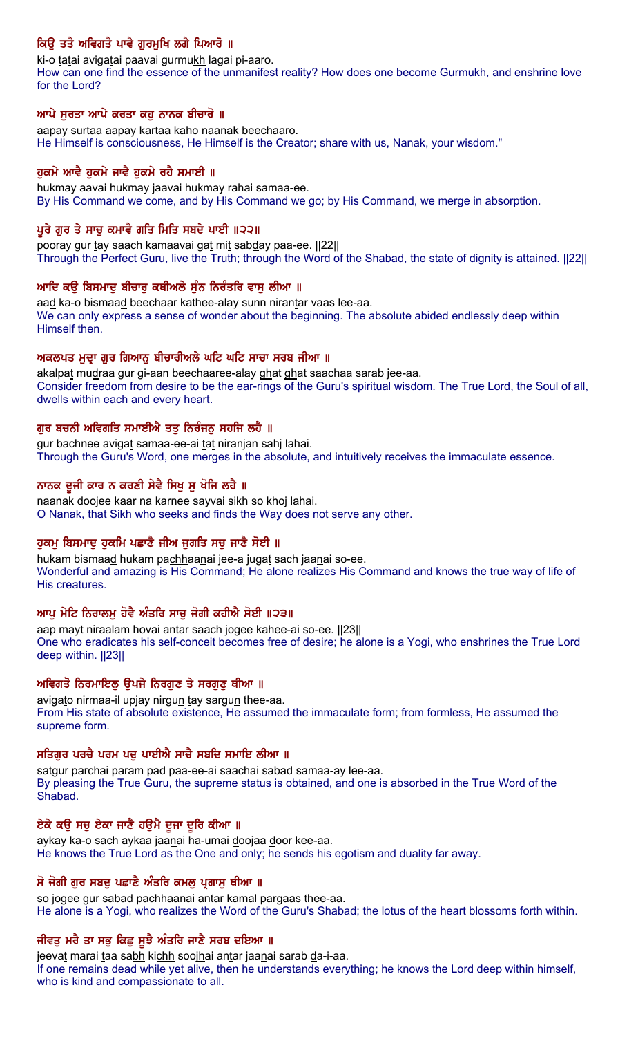**ਕਿਉ ਤਤੈ ਅਵਿਗਤੈ ਪਾਵੈ ਗੁਰਮੁਖਿ ਲਗੈ ਪਿਆਰੋ ॥**

ki-o tatai avigatai paavai gurmukh lagai pi-aaro.
How can one find the essence of the unmanifest reality? How does one become Gurmukh, and enshrine love for the Lord?

**ਆਪੇ ਸੁਰਤਾ ਆਪੇ ਕਰਤਾ ਕਹੁ ਨਾਨਕ ਬੀਚਾਰੋ ॥**

aapay surtaa aapay kartaa kaho naanak beechaaro.
He Himself is consciousness, He Himself is the Creator; share with us, Nanak, your wisdom."

**ਹੁਕਮੇ ਆਵੈ ਹੁਕਮੇ ਜਾਵੈ ਹੁਕਮੇ ਰਹੈ ਸਮਾਈ ॥**

hukmay aavai hukmay jaavai hukmay rahai samaa-ee.
By His Command we come, and by His Command we go; by His Command, we merge in absorption.

**ਪੂਰੇ ਗੁਰ ਤੇ ਸਾਚੁ ਕਮਾਵੈ ਗਤਿ ਮਿਤਿ ਸਬਦੇ ਪਾਈ ॥੨੨॥**

pooray gur tay saach kamaavai gat mit sabday paa-ee. ||22||
Through the Perfect Guru, live the Truth; through the Word of the Shabad, the state of dignity is attained. ||22||

**ਆਦਿ ਕਉ ਬਿਸਮਾਦੁ ਬੀਚਾਰੁ ਕਥੀਅਲੇ ਸੁੰਨ ਨਿਰੰਤਰਿ ਵਾਸੁ ਲੀਆ ॥**

aad ka-o bismaad beechaar kathee-alay sunn nirantar vaas lee-aa.
We can only express a sense of wonder about the beginning. The absolute abided endlessly deep within Himself then.

**ਅਕਲਪਤ ਮੁਦ੍ਰਾ ਗੁਰ ਗਿਆਨੁ ਬੀਚਾਰੀਅਲੇ ਘਟਿ ਘਟਿ ਸਾਚਾ ਸਰਬ ਜੀਆ ॥**

akalpat mudraa gur gi-aan beechaaree-alay ghat ghat saachaa sarab jee-aa.
Consider freedom from desire to be the ear-rings of the Guru's spiritual wisdom. The True Lord, the Soul of all, dwells within each and every heart.

**ਗੁਰ ਬਚਨੀ ਅਵਿਗਤਿ ਸਮਾਈਐ ਤਤੁ ਨਿਰੰਜਨੁ ਸਹਜਿ ਲਹੈ ॥**

gur bachnee avigat samaa-ee-ai tat niranjan sahj lahai.
Through the Guru's Word, one merges in the absolute, and intuitively receives the immaculate essence.

**ਨਾਨਕ ਦੂਜੀ ਕਾਰ ਨ ਕਰਣੀ ਸੇਵੈ ਸਿਖੁ ਸੁ ਖੋਜਿ ਲਹੈ ॥**

naanak doojee kaar na karnee sayvai sikh so khoj lahai.
O Nanak, that Sikh who seeks and finds the Way does not serve any other.

**ਹੁਕਮੁ ਬਿਸਮਾਦੁ ਹੁਕਮਿ ਪਛਾਣੈ ਜੀਅ ਜੁਗਤਿ ਸਚੁ ਜਾਣੈ ਸੋਈ ॥**

hukam bismaad hukam pachhaanai jee-a jugat sach jaanai so-ee.
Wonderful and amazing is His Command; He alone realizes His Command and knows the true way of life of His creatures.

**ਆਪੁ ਮੇਟਿ ਨਿਰਾਲਮੁ ਹੋਵੈ ਅੰਤਰਿ ਸਾਚੁ ਜੋਗੀ ਕਹੀਐ ਸੋਈ ॥੨੩॥**

aap mayt niraalam hovai antar saach jogee kahee-ai so-ee. ||23||
One who eradicates his self-conceit becomes free of desire; he alone is a Yogi, who enshrines the True Lord deep within. ||23||

**ਅਵਿਗਤੋ ਨਿਰਮਾਇਲੁ ਉਪਜੇ ਨਿਰਗੁਣ ਤੇ ਸਰਗੁਣੁ ਥੀਆ ॥**

avigato nirmaa-il upjay nirgun tay sargun thee-aa.
From His state of absolute existence, He assumed the immaculate form; from formless, He assumed the supreme form.

**ਸਤਿਗੁਰ ਪਰਚੈ ਪਰਮ ਪਦੁ ਪਾਈਐ ਸਾਚੈ ਸਬਦਿ ਸਮਾਇ ਲੀਆ ॥**

satgur parchai param pad paa-ee-ai saachai sabad samaa-ay lee-aa.
By pleasing the True Guru, the supreme status is obtained, and one is absorbed in the True Word of the Shabad.

**ਏਕੇ ਕਉ ਸਚੁ ਏਕਾ ਜਾਣੈ ਹਉਮੈ ਦੂਜਾ ਦੂਰਿ ਕੀਆ ॥**

aykay ka-o sach aykaa jaanai ha-umai doojaa door kee-aa.
He knows the True Lord as the One and only; he sends his egotism and duality far away.

**ਸੋ ਜੋਗੀ ਗੁਰ ਸਬਦੁ ਪਛਾਣੈ ਅੰਤਰਿ ਕਮਲੁ ਪ੍ਰਗਾਸੁ ਥੀਆ ॥**

so jogee gur sabad pachhaanai antar kamal pargaas thee-aa.
He alone is a Yogi, who realizes the Word of the Guru's Shabad; the lotus of the heart blossoms forth within.

**ਜੀਵਤੁ ਮਰੈ ਤਾ ਸਭੁ ਕਿਛੁ ਸੂਝੈ ਅੰਤਰਿ ਜਾਣੈ ਸਰਬ ਦਇਆ ॥**

jeevat marai taa sabh kichh soojhai antar jaanai sarab da-i-aa.
If one remains dead while yet alive, then he understands everything; he knows the Lord deep within himself, who is kind and compassionate to all.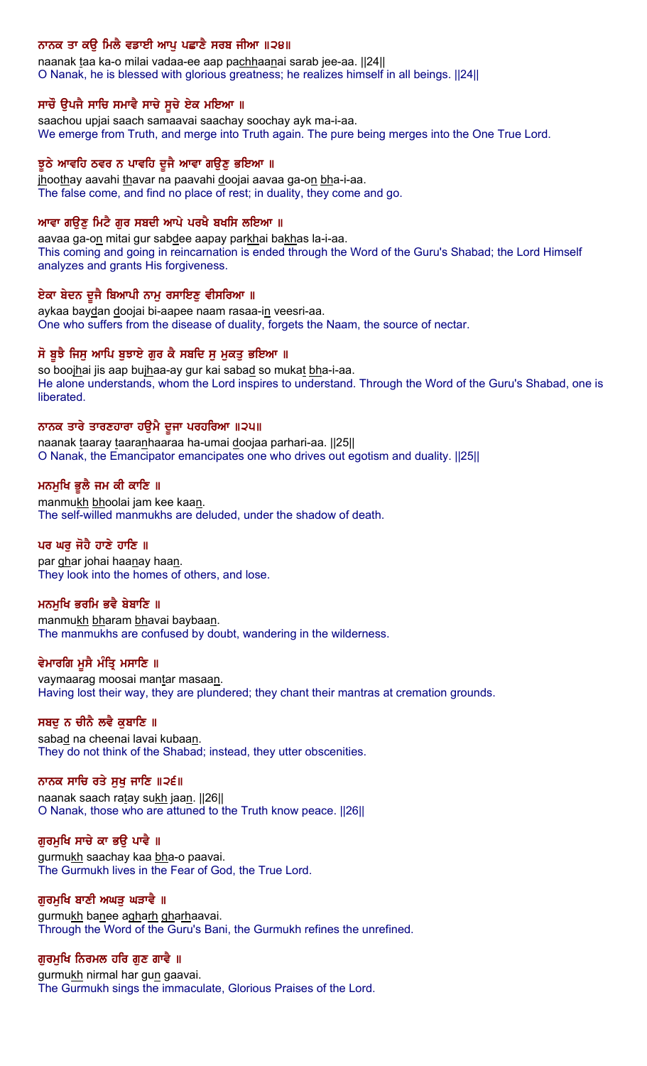### ਨਾਨਕ ਤਾ ਕਉ ਮਿਲੈ ਵਡਾਈ ਆਪੁ ਪਛਾਣੈ ਸਰਬ ਜੀਆ ॥੨੪॥

naanak taa ka-o milai vadaa-ee aap pachhaanai sarab jee-aa. ||24||
O Nanak, he is blessed with glorious greatness; he realizes himself in all beings. ||24||

### ਸਾਚੌ ਉਪਜੈ ਸਾਚਿ ਸਮਾਵੈ ਸਾਚੇ ਸੂਚੇ ਏਕ ਮਇਆ ॥

saachou upjai saach samaavai saachay soochay ayk ma-i-aa.
We emerge from Truth, and merge into Truth again. The pure being merges into the One True Lord.

### ਝੂਠੇ ਆਵਹਿ ਠਵਰ ਨ ਪਾਵਹਿ ਦੂਜੈ ਆਵਾ ਗਉਣੁ ਭਇਆ ॥

jhoothay aavahi thavar na paavahi doojai aavaa ga-on bha-i-aa.
The false come, and find no place of rest; in duality, they come and go.

### ਆਵਾ ਗਉਣੁ ਮਿਟੈ ਗੁਰ ਸਬਦੀ ਆਪੇ ਪਰਖੈ ਬਖਸਿ ਲਇਆ ॥

aavaa ga-on mitai gur sabdee aapay parkhai bakhas la-i-aa.
This coming and going in reincarnation is ended through the Word of the Guru's Shabad; the Lord Himself analyzes and grants His forgiveness.

### ਏਕਾ ਬੇਦਨ ਦੂਜੈ ਬਿਆਪੀ ਨਾਮੁ ਰਸਾਇਣੁ ਵੀਸਰਿਆ ॥

aykaa baydan doojai bi-aapee naam rasaa-in veesri-aa.
One who suffers from the disease of duality, forgets the Naam, the source of nectar.

### ਸੋ ਬੂਝੈ ਜਿਸੁ ਆਪਿ ਬੁਝਾਏ ਗੁਰ ਕੈ ਸਬਦਿ ਸੁ ਮੁਕਤੁ ਭਇਆ ॥

so boojhai jis aap bujhaa-ay gur kai sabad so mukat bha-i-aa.
He alone understands, whom the Lord inspires to understand. Through the Word of the Guru's Shabad, one is liberated.

### ਨਾਨਕ ਤਾਰੇ ਤਾਰਣਹਾਰਾ ਹਉਮੈ ਦੂਜਾ ਪਰਹਰਿਆ ॥੨੫॥

naanak taaray taaranhaaraa ha-umai doojaa parhari-aa. ||25||
O Nanak, the Emancipator emancipates one who drives out egotism and duality. ||25||

### ਮਨਮੁਖਿ ਭੂਲੈ ਜਮ ਕੀ ਕਾਣਿ ॥

manmukh bhoolai jam kee kaan.
The self-willed manmukhs are deluded, under the shadow of death.

### ਪਰ ਘਰੁ ਜੋਹੈ ਹਾਣੇ ਹਾਣਿ ॥

par ghar johai haanay haan.
They look into the homes of others, and lose.

### ਮਨਮੁਖਿ ਭਰਮਿ ਭਵੈ ਬੇਬਾਣਿ ॥

manmukh bharam bhavai baybaan.
The manmukhs are confused by doubt, wandering in the wilderness.

### ਵੇਮਾਰਗਿ ਮੂਸੈ ਮੰਤ੍ਰਿ ਮਸਾਣਿ ॥

vaymaarag moosai mantar masaan.
Having lost their way, they are plundered; they chant their mantras at cremation grounds.

### ਸਬਦੁ ਨ ਚੀਨੈ ਲਵੈ ਕੁਬਾਣਿ ॥

sabad na cheenai lavai kubaan.
They do not think of the Shabad; instead, they utter obscenities.

### ਨਾਨਕ ਸਾਚਿ ਰਤੇ ਸੁਖੁ ਜਾਣਿ ॥੨੬॥

naanak saach ratay sukh jaan. ||26||
O Nanak, those who are attuned to the Truth know peace. ||26||

### ਗੁਰਮੁਖਿ ਸਾਚੇ ਕਾ ਭਉ ਪਾਵੈ ॥

gurmukh saachay kaa bha-o paavai.
The Gurmukh lives in the Fear of God, the True Lord.

### ਗੁਰਮੁਖਿ ਬਾਣੀ ਅਘੜੁ ਘੜਾਵੈ ॥

gurmukh banee agharh gharhaavai.
Through the Word of the Guru's Bani, the Gurmukh refines the unrefined.

### ਗੁਰਮੁਖਿ ਨਿਰਮਲ ਹਰਿ ਗੁਣ ਗਾਵੈ ॥

gurmukh nirmal har gun gaavai.
The Gurmukh sings the immaculate, Glorious Praises of the Lord.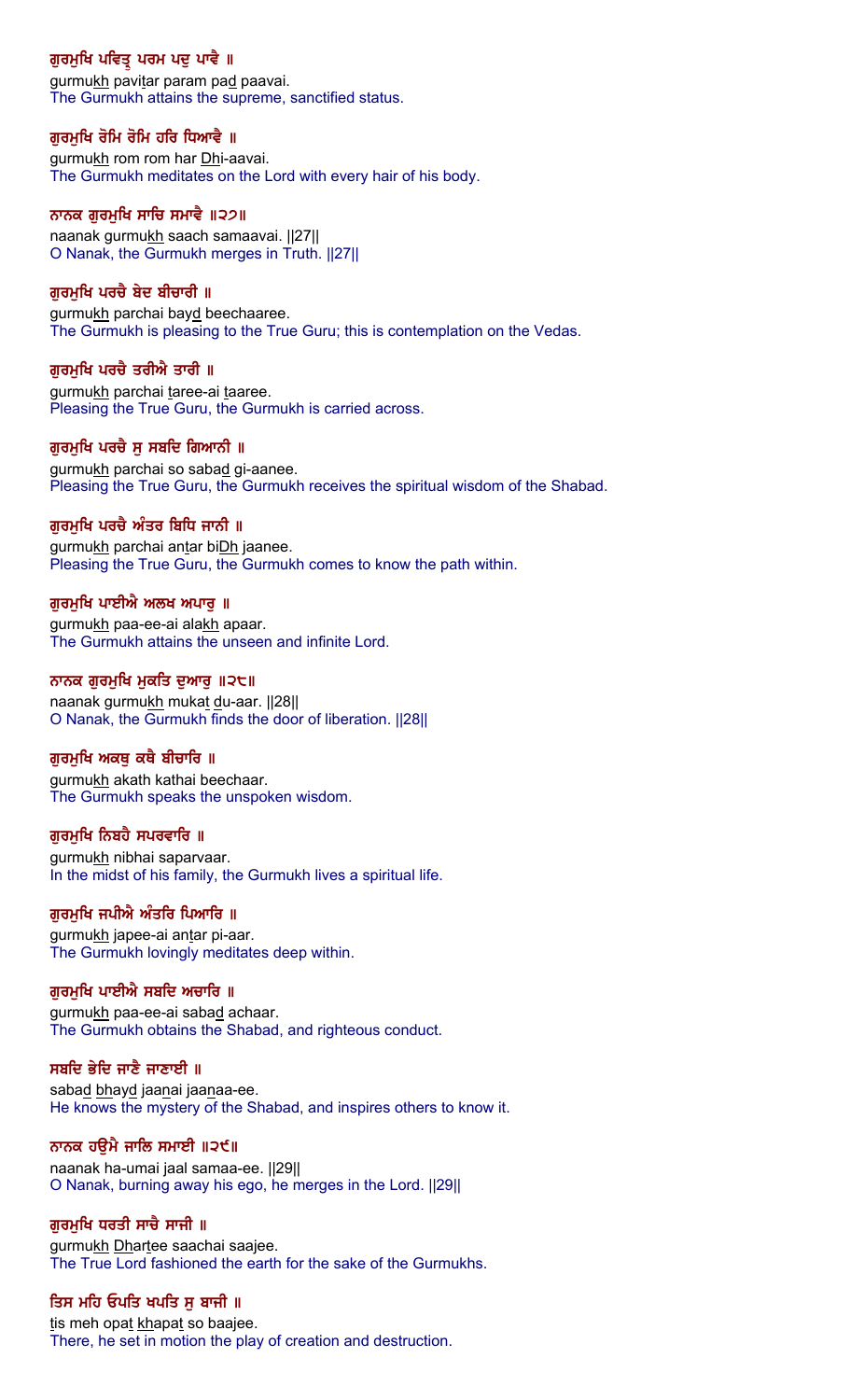ਗੁਰਮੁਖਿ ਪਵਿਤ੍ਰ ਪਰਮ ਪਦੁ ਪਾਵੈ ॥

gurmukh pavitar param pad paavai.

The Gurmukh attains the supreme, sanctified status.

ਗੁਰਮੁਖਿ ਰੋਮਿ ਰੋਮਿ ਹਰਿ ਧਿਆਵੈ ॥

gurmukh rom rom har Dhi-aavai.

The Gurmukh meditates on the Lord with every hair of his body.

ਨਾਨਕ ਗੁਰਮੁਖਿ ਸਾਚਿ ਸਮਾਵੈ ॥੨੭॥

naanak gurmukh saach samaavai. ||27||

O Nanak, the Gurmukh merges in Truth. ||27||

ਗੁਰਮੁਖਿ ਪਰਚੈ ਬੇਦ ਬੀਚਾਰੀ ॥

gurmukh parchai bayd beechaaree.

The Gurmukh is pleasing to the True Guru; this is contemplation on the Vedas.

ਗੁਰਮੁਖਿ ਪਰਚੈ ਤਰੀਐ ਤਾਰੀ ॥

gurmukh parchai taree-ai taaree.

Pleasing the True Guru, the Gurmukh is carried across.

ਗੁਰਮੁਖਿ ਪਰਚੈ ਸੁ ਸਬਦਿ ਗਿਆਨੀ ॥

gurmukh parchai so sabad gi-aanee.

Pleasing the True Guru, the Gurmukh receives the spiritual wisdom of the Shabad.

ਗੁਰਮੁਖਿ ਪਰਚੈ ਅੰਤਰ ਬਿਧਿ ਜਾਨੀ ॥

gurmukh parchai antar biDh jaanee.

Pleasing the True Guru, the Gurmukh comes to know the path within.

ਗੁਰਮੁਖਿ ਪਾਈਐ ਅਲਖ ਅਪਾਰੁ ॥

gurmukh paa-ee-ai alakh apaar.

The Gurmukh attains the unseen and infinite Lord.

ਨਾਨਕ ਗੁਰਮੁਖਿ ਮੁਕਤਿ ਦੁਆਰੁ ॥੨੮॥

naanak gurmukh mukat du-aar. ||28||

O Nanak, the Gurmukh finds the door of liberation. ||28||

ਗੁਰਮੁਖਿ ਅਕਥੁ ਕਥੈ ਬੀਚਾਰਿ ॥

gurmukh akath kathai beechaar.

The Gurmukh speaks the unspoken wisdom.

ਗੁਰਮੁਖਿ ਨਿਬਹੈ ਸਪਰਵਾਰਿ ॥

gurmukh nibhai saparvaar.

In the midst of his family, the Gurmukh lives a spiritual life.

ਗੁਰਮੁਖਿ ਜਪੀਐ ਅੰਤਰਿ ਪਿਆਰਿ ॥

gurmukh japee-ai antar pi-aar.

The Gurmukh lovingly meditates deep within.

ਗੁਰਮੁਖਿ ਪਾਈਐ ਸਬਦਿ ਅਚਾਰਿ ॥

gurmukh paa-ee-ai sabad achaar.

The Gurmukh obtains the Shabad, and righteous conduct.

ਸਬਦਿ ਭੇਦਿ ਜਾਣੈ ਜਾਣਾਈ ॥

sabad bhayd jaanai jaanaa-ee.

He knows the mystery of the Shabad, and inspires others to know it.

ਨਾਨਕ ਹਉਮੈ ਜਾਲਿ ਸਮਾਈ ॥੨੯॥

naanak ha-umai jaal samaa-ee. ||29||

O Nanak, burning away his ego, he merges in the Lord. ||29||

ਗੁਰਮੁਖਿ ਧਰਤੀ ਸਾਚੈ ਸਾਜੀ ॥

gurmukh Dhartee saachai saajee.

The True Lord fashioned the earth for the sake of the Gurmukhs.

ਤਿਸ ਮਹਿ ਓਪਤਿ ਖਪਤਿ ਸੁ ਬਾਜੀ ॥

tis meh opat khapat so baajee.

There, he set in motion the play of creation and destruction.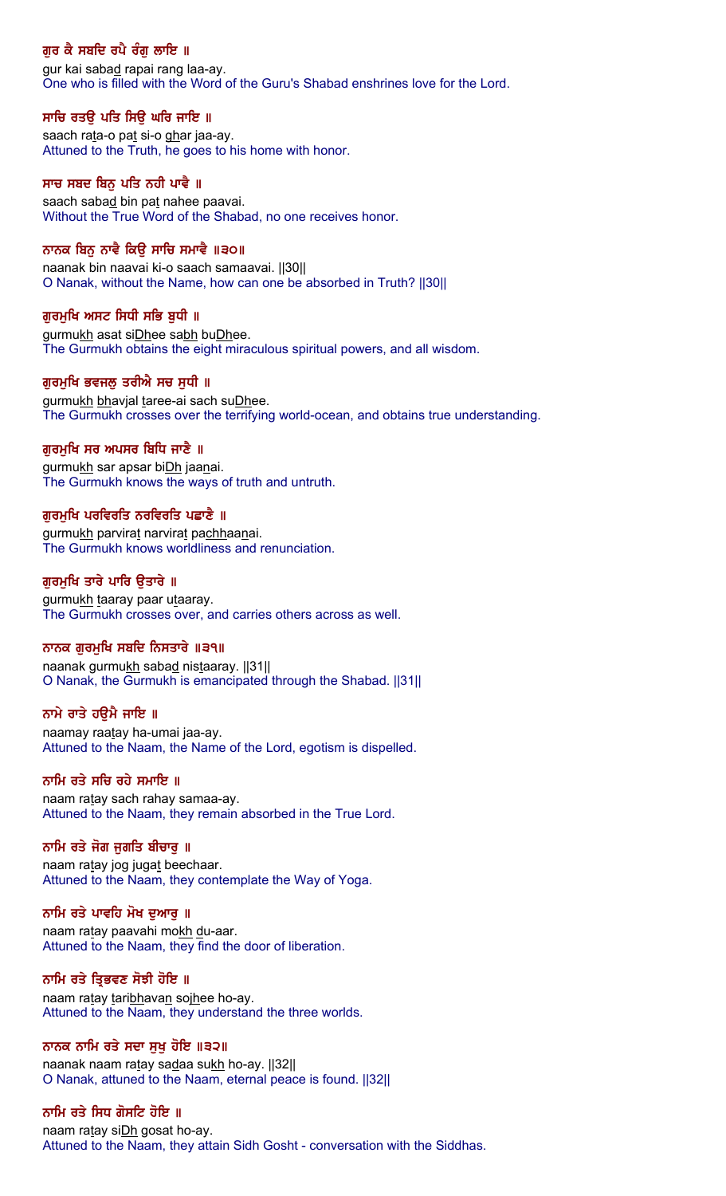**ਗੁਰ ਕੈ ਸਬਦਿ ਰਪੈ ਰੰਗੁ ਲਾਇ ॥**

gur kai sabad rapai rang laa-ay.

One who is filled with the Word of the Guru's Shabad enshrines love for the Lord.

**ਸਾਚਿ ਰਤਉ ਪਤਿ ਸਿਉ ਘਰਿ ਜਾਇ ॥**

saach rata-o pat si-o ghar jaa-ay.

Attuned to the Truth, he goes to his home with honor.

**ਸਾਚ ਸਬਦ ਬਿਨੁ ਪਤਿ ਨਹੀ ਪਾਵੈ ॥**

saach sabad bin pat nahee paavai.

Without the True Word of the Shabad, no one receives honor.

**ਨਾਨਕ ਬਿਨੁ ਨਾਵੈ ਕਿਉ ਸਾਚਿ ਸਮਾਵੈ ॥੩੦॥**

naanak bin naavai ki-o saach samaavai. ||30||

O Nanak, without the Name, how can one be absorbed in Truth? ||30||

**ਗੁਰਮੁਖਿ ਅਸਟ ਸਿਧੀ ਸਭਿ ਬੁਧੀ ॥**

gurmukh asat siDhee sabh buDhee.

The Gurmukh obtains the eight miraculous spiritual powers, and all wisdom.

**ਗੁਰਮੁਖਿ ਭਵਜਲੁ ਤਰੀਐ ਸਚ ਸੁਧੀ ॥**

gurmukh bhavjal taree-ai sach suDhee.

The Gurmukh crosses over the terrifying world-ocean, and obtains true understanding.

**ਗੁਰਮੁਖਿ ਸਰ ਅਪਸਰ ਬਿਧਿ ਜਾਣੈ ॥**

gurmukh sar apsar biDh jaanai.

The Gurmukh knows the ways of truth and untruth.

**ਗੁਰਮੁਖਿ ਪਰਵਿਰਤਿ ਨਰਵਿਰਤਿ ਪਛਾਣੈ ॥**

gurmukh parvirat narvirat pachhaanai.

The Gurmukh knows worldliness and renunciation.

**ਗੁਰਮੁਖਿ ਤਾਰੇ ਪਾਰਿ ਉਤਾਰੇ ॥**

gurmukh taaray paar utaaray.

The Gurmukh crosses over, and carries others across as well.

**ਨਾਨਕ ਗੁਰਮੁਖਿ ਸਬਦਿ ਨਿਸਤਾਰੇ ॥੩੧॥**

naanak gurmukh sabad nistaaray. ||31||

O Nanak, the Gurmukh is emancipated through the Shabad. ||31||

**ਨਾਮੇ ਰਾਤੇ ਹਉਮੈ ਜਾਇ ॥**

naamay raatay ha-umai jaa-ay.

Attuned to the Naam, the Name of the Lord, egotism is dispelled.

**ਨਾਮਿ ਰਤੇ ਸਚਿ ਰਹੇ ਸਮਾਇ ॥**

naam ratay sach rahay samaa-ay.

Attuned to the Naam, they remain absorbed in the True Lord.

**ਨਾਮਿ ਰਤੇ ਜੋਗ ਜੁਗਤਿ ਬੀਚਾਰੁ ॥**

naam ratay jog jugat beechaar.

Attuned to the Naam, they contemplate the Way of Yoga.

**ਨਾਮਿ ਰਤੇ ਪਾਵਹਿ ਮੋਖ ਦੁਆਰੁ ॥**

naam ratay paavahi mokh du-aar.

Attuned to the Naam, they find the door of liberation.

**ਨਾਮਿ ਰਤੇ ਤ੍ਰਿਭਵਣ ਸੋਝੀ ਹੋਇ ॥**

naam ratay taribhavan sojhee ho-ay.

Attuned to the Naam, they understand the three worlds.

**ਨਾਨਕ ਨਾਮਿ ਰਤੇ ਸਦਾ ਸੁਖੁ ਹੋਇ ॥੩੨॥**

naanak naam ratay sadaa sukh ho-ay. ||32||

O Nanak, attuned to the Naam, eternal peace is found. ||32||

**ਨਾਮਿ ਰਤੇ ਸਿਧ ਗੋਸਟਿ ਹੋਇ ॥**

naam ratay siDh gosat ho-ay.

Attuned to the Naam, they attain Sidh Gosht - conversation with the Siddhas.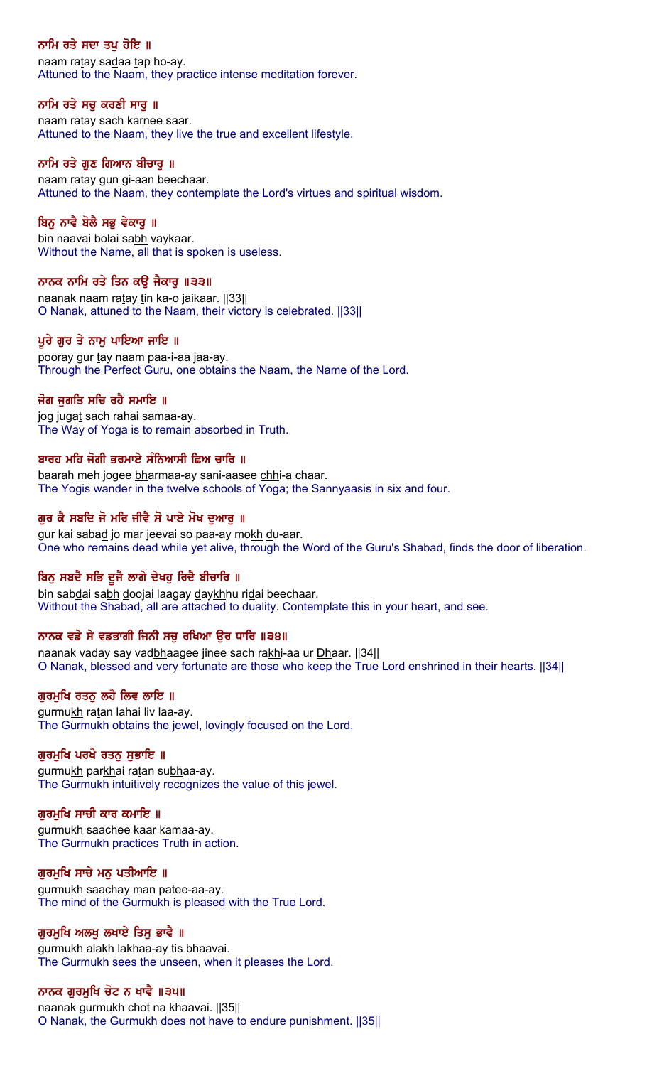ਨਾਮਿ ਰਤੇ ਸਦਾ ਤਪੁ ਹੋਇ ॥

naam ratay sadaa tap ho-ay.

Attuned to the Naam, they practice intense meditation forever.

ਨਾਮਿ ਰਤੇ ਸਚੁ ਕਰਣੀ ਸਾਰੁ ॥

naam ratay sach karnee saar.

Attuned to the Naam, they live the true and excellent lifestyle.

ਨਾਮਿ ਰਤੇ ਗੁਣ ਗਿਆਨ ਬੀਚਾਰੁ ॥

naam ratay gun gi-aan beechaar.

Attuned to the Naam, they contemplate the Lord's virtues and spiritual wisdom.

ਬਿਨੁ ਨਾਵੈ ਬੋਲੈ ਸਭੁ ਵੇਕਾਰੁ ॥

bin naavai bolai sabh vaykaar.

Without the Name, all that is spoken is useless.

ਨਾਨਕ ਨਾਮਿ ਰਤੇ ਤਿਨ ਕਉ ਜੈਕਾਰੁ ॥੩੩॥

naanak naam ratay tin ka-o jaikaar. ||33||

O Nanak, attuned to the Naam, their victory is celebrated. ||33||

ਪੂਰੇ ਗੁਰ ਤੇ ਨਾਮੁ ਪਾਇਆ ਜਾਇ ॥

pooray gur tay naam paa-i-aa jaa-ay.

Through the Perfect Guru, one obtains the Naam, the Name of the Lord.

ਜੋਗ ਜੁਗਤਿ ਸਚਿ ਰਹੈ ਸਮਾਇ ॥

jog jugat sach rahai samaa-ay.

The Way of Yoga is to remain absorbed in Truth.

ਬਾਰਹ ਮਹਿ ਜੋਗੀ ਭਰਮਾਏ ਸੰਨਿਆਸੀ ਛਿਅ ਚਾਰਿ ॥

baarah meh jogee bharmaa-ay sani-aasee chhi-a chaar.

The Yogis wander in the twelve schools of Yoga; the Sannyaasis in six and four.

ਗੁਰ ਕੈ ਸਬਦਿ ਜੋ ਮਰਿ ਜੀਵੈ ਸੋ ਪਾਏ ਮੋਖ ਦੁਆਰੁ ॥

gur kai sabad jo mar jeevai so paa-ay mokh du-aar.

One who remains dead while yet alive, through the Word of the Guru's Shabad, finds the door of liberation.

ਬਿਨੁ ਸਬਦੈ ਸਭਿ ਦੂਜੈ ਲਾਗੇ ਦੇਖਹੁ ਰਿਦੈ ਬੀਚਾਰਿ ॥

bin sabdai sabh doojai laagay daykhhu ridai beechaar.

Without the Shabad, all are attached to duality. Contemplate this in your heart, and see.

ਨਾਨਕ ਵਡੇ ਸੇ ਵਡਭਾਗੀ ਜਿਨੀ ਸਚੁ ਰਖਿਆ ਉਰ ਧਾਰਿ ॥੩੪॥

naanak vaday say vadbhaagee jinee sach rakhi-aa ur Dhaar. ||34||

O Nanak, blessed and very fortunate are those who keep the True Lord enshrined in their hearts. ||34||

ਗੁਰਮੁਖਿ ਰਤਨੁ ਲਹੈ ਲਿਵ ਲਾਇ ॥

gurmukh ratan lahai liv laa-ay.

The Gurmukh obtains the jewel, lovingly focused on the Lord.

ਗੁਰਮੁਖਿ ਪਰਖੈ ਰਤਨੁ ਸੁਭਾਇ ॥

gurmukh parkhai ratan subhaa-ay.

The Gurmukh intuitively recognizes the value of this jewel.

ਗੁਰਮੁਖਿ ਸਾਚੀ ਕਾਰ ਕਮਾਇ ॥

gurmukh saachee kaar kamaa-ay.

The Gurmukh practices Truth in action.

ਗੁਰਮੁਖਿ ਸਾਚੇ ਮਨੁ ਪਤੀਆਇ ॥

gurmukh saachay man patee-aa-ay.

The mind of the Gurmukh is pleased with the True Lord.

ਗੁਰਮੁਖਿ ਅਲਖੁ ਲਖਾਏ ਤਿਸੁ ਭਾਵੈ ॥

gurmukh alakh lakhaa-ay tis bhaavai.

The Gurmukh sees the unseen, when it pleases the Lord.

ਨਾਨਕ ਗੁਰਮੁਖਿ ਚੋਟ ਨ ਖਾਵੈ ॥੩੫॥

naanak gurmukh chot na khaavai. ||35||

O Nanak, the Gurmukh does not have to endure punishment. ||35||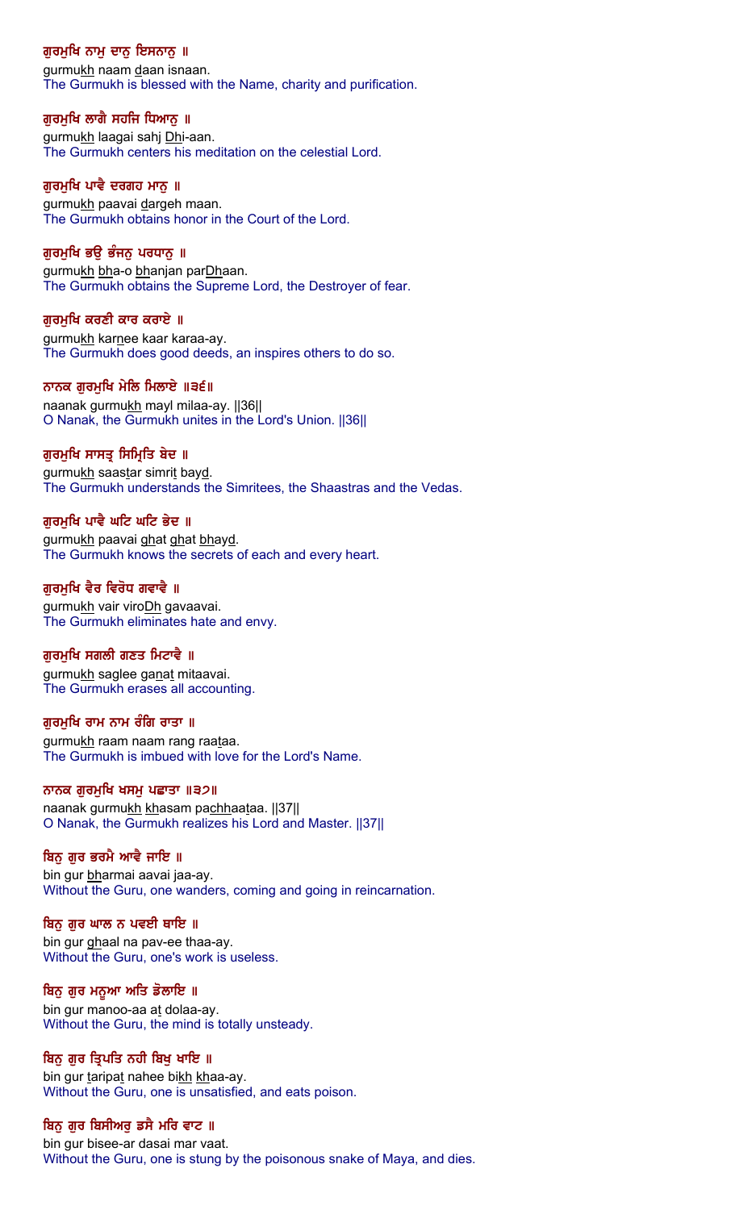ਗੁਰਮੁਖਿ ਨਾਮੁ ਦਾਨੁ ਇਸਨਾਨੁ ॥
gurmukh naam daan isnaan.
The Gurmukh is blessed with the Name, charity and purification.

ਗੁਰਮੁਖਿ ਲਾਗੈ ਸਹਜਿ ਧਿਆਨੁ ॥
gurmukh laagai sahj Dhi-aan.
The Gurmukh centers his meditation on the celestial Lord.

ਗੁਰਮੁਖਿ ਪਾਵੈ ਦਰਗਹ ਮਾਨੁ ॥
gurmukh paavai dargeh maan.
The Gurmukh obtains honor in the Court of the Lord.

ਗੁਰਮੁਖਿ ਭਉ ਭੰਜਨੁ ਪਰਧਾਨੁ ॥
gurmukh bha-o bhanjan parDhaan.
The Gurmukh obtains the Supreme Lord, the Destroyer of fear.

ਗੁਰਮੁਖਿ ਕਰਣੀ ਕਾਰ ਕਰਾਏ ॥
gurmukh karnee kaar karaa-ay.
The Gurmukh does good deeds, an inspires others to do so.

ਨਾਨਕ ਗੁਰਮੁਖਿ ਮੇਲਿ ਮਿਲਾਏ ॥੩੬॥
naanak gurmukh mayl milaa-ay. ||36||
O Nanak, the Gurmukh unites in the Lord's Union. ||36||

ਗੁਰਮੁਖਿ ਸਾਸਤ੍ ਸਿਮ੍ਰਿਤਿ ਬੇਦ ॥
gurmukh saastar simrit bayd.
The Gurmukh understands the Simritees, the Shaastras and the Vedas.

ਗੁਰਮੁਖਿ ਪਾਵੈ ਘਟਿ ਘਟਿ ਭੇਦ ॥
gurmukh paavai ghat ghat bhayd.
The Gurmukh knows the secrets of each and every heart.

ਗੁਰਮੁਖਿ ਵੈਰ ਵਿਰੋਧ ਗਵਾਵੈ ॥
gurmukh vair viroDh gavaavai.
The Gurmukh eliminates hate and envy.

ਗੁਰਮੁਖਿ ਸਗਲੀ ਗਣਤ ਮਿਟਾਵੈ ॥
gurmukh saglee ganat mitaavai.
The Gurmukh erases all accounting.

ਗੁਰਮੁਖਿ ਰਾਮ ਨਾਮ ਰੰਗਿ ਰਾਤਾ ॥
gurmukh raam naam rang raataa.
The Gurmukh is imbued with love for the Lord's Name.

ਨਾਨਕ ਗੁਰਮੁਖਿ ਖਸਮੁ ਪਛਾਤਾ ॥੩੭॥
naanak gurmukh khasam pachhaataa. ||37||
O Nanak, the Gurmukh realizes his Lord and Master. ||37||

ਬਿਨੁ ਗੁਰ ਭਰਮੈ ਆਵੈ ਜਾਇ ॥
bin gur bharmai aavai jaa-ay.
Without the Guru, one wanders, coming and going in reincarnation.

ਬਿਨੁ ਗੁਰ ਘਾਲ ਨ ਪਵਈ ਥਾਇ ॥
bin gur ghaal na pav-ee thaa-ay.
Without the Guru, one's work is useless.

ਬਿਨੁ ਗੁਰ ਮਨੂਆ ਅਤਿ ਡੋਲਾਇ ॥
bin gur manoo-aa at dolaa-ay.
Without the Guru, the mind is totally unsteady.

ਬਿਨੁ ਗੁਰ ਤ੍ਰਿਪਤਿ ਨਹੀ ਬਿਖੁ ਖਾਇ ॥
bin gur taripat nahee bikh khaa-ay.
Without the Guru, one is unsatisfied, and eats poison.

ਬਿਨੁ ਗੁਰ ਬਿਸੀਅਰੁ ਡਸੈ ਮਰਿ ਵਾਟ ॥
bin gur bisee-ar dasai mar vaat.
Without the Guru, one is stung by the poisonous snake of Maya, and dies.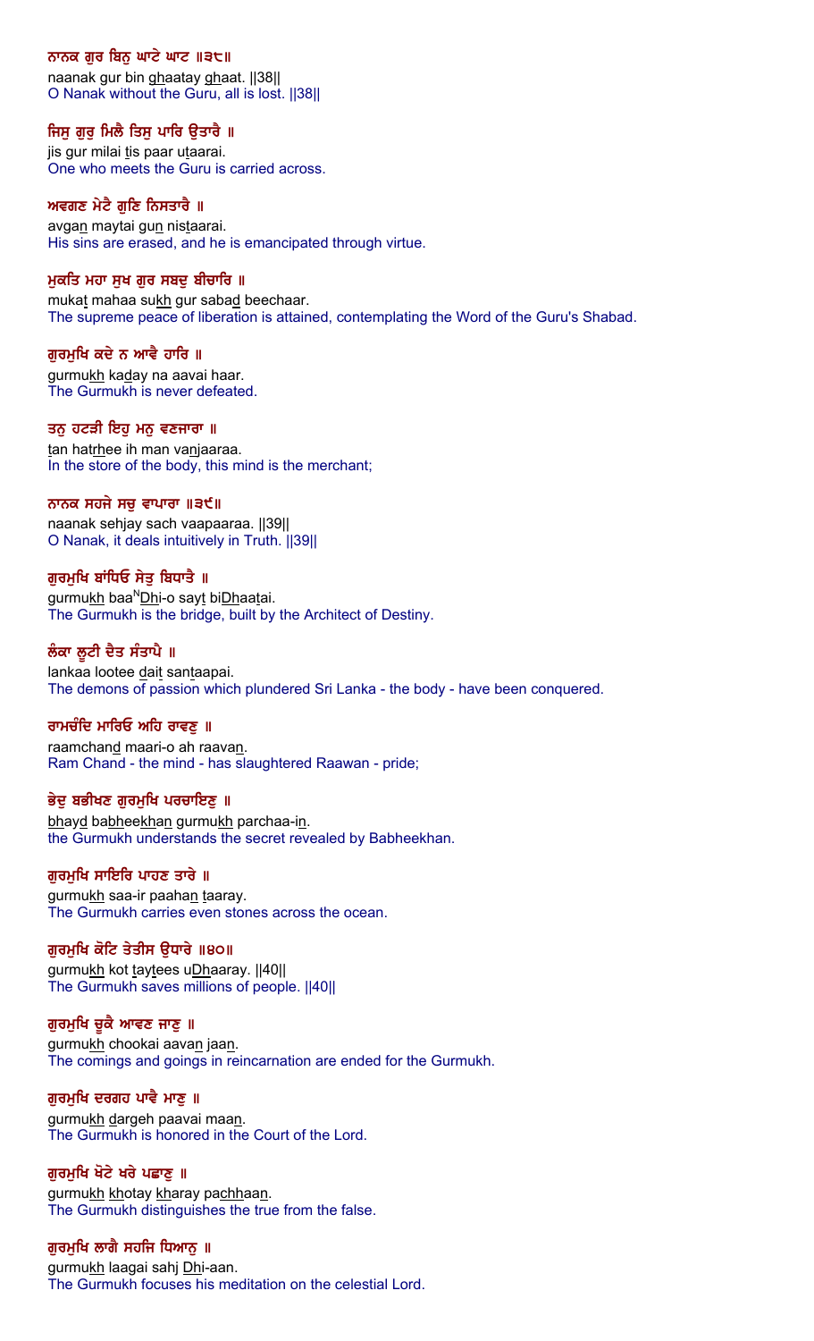ਨਾਨਕ ਗੁਰ ਬਿਨੁ ਘਾਟੇ ਘਾਟ ॥੩੮॥

naanak gur bin ghaatay ghaat. ||38||

O Nanak without the Guru, all is lost. ||38||

ਜਿਸੁ ਗੁਰੁ ਮਿਲੈ ਤਿਸੁ ਪਾਰਿ ਉਤਾਰੈ ॥

jis gur milai tis paar utaarai.

One who meets the Guru is carried across.

ਅਵਗਣ ਮੇਟੈ ਗੁਣਿ ਨਿਸਤਾਰੈ ॥

avgan maytai gun nistaarai.

His sins are erased, and he is emancipated through virtue.

ਮੁਕਤਿ ਮਹਾ ਸੁਖ ਗੁਰ ਸਬਦੁ ਬੀਚਾਰਿ ॥

mukat mahaa sukh gur sabad beechaar.

The supreme peace of liberation is attained, contemplating the Word of the Guru's Shabad.

ਗੁਰਮੁਖਿ ਕਦੇ ਨ ਆਵੈ ਹਾਰਿ ॥

gurmukh kaday na aavai haar.

The Gurmukh is never defeated.

ਤਨੁ ਹਟੜੀ ਇਹੁ ਮਨੁ ਵਣਜਾਰਾ ॥

tan hatrhee ih man vanjaaraa.

In the store of the body, this mind is the merchant;

ਨਾਨਕ ਸਹਜੇ ਸਚੁ ਵਾਪਾਰਾ ॥੩੯॥

naanak sehjay sach vaapaaraa. ||39||

O Nanak, it deals intuitively in Truth. ||39||

ਗੁਰਮੁਖਿ ਬਾਂਧਿਓ ਸੇਤੁ ਬਿਧਾਤੈ ॥

gurmukh baaNDhi-o sayt biDhaatai.

The Gurmukh is the bridge, built by the Architect of Destiny.

ਲੰਕਾ ਲੂਟੀ ਦੈਤ ਸੰਤਾਪੈ ॥

lankaa lootee dait santaapai.

The demons of passion which plundered Sri Lanka - the body - have been conquered.

ਰਾਮਚੰਦਿ ਮਾਰਿਓ ਅਹਿ ਰਾਵਣੁ ॥

raamchand maari-o ah raavan.

Ram Chand - the mind - has slaughtered Raawan - pride;

ਭੇਦੁ ਬਭੀਖਣ ਗੁਰਮੁਖਿ ਪਰਚਾਇਣੁ ॥

bhayd babheekhan gurmukh parchaa-in.

the Gurmukh understands the secret revealed by Babheekhan.

ਗੁਰਮੁਖਿ ਸਾਇਰਿ ਪਾਹਣ ਤਾਰੇ ॥

gurmukh saa-ir paahan taaray.

The Gurmukh carries even stones across the ocean.

ਗੁਰਮੁਖਿ ਕੋਟਿ ਤੇਤੀਸ ਉਧਾਰੇ ॥੪੦॥

gurmukh kot taytees uDhaaray. ||40||

The Gurmukh saves millions of people. ||40||

ਗੁਰਮੁਖਿ ਚੂਕੈ ਆਵਣ ਜਾਣੁ ॥

gurmukh chookai aavan jaan.

The comings and goings in reincarnation are ended for the Gurmukh.

ਗੁਰਮੁਖਿ ਦਰਗਹ ਪਾਵੈ ਮਾਣੁ ॥

gurmukh dargeh paavai maan.

The Gurmukh is honored in the Court of the Lord.

ਗੁਰਮੁਖਿ ਖੋਟੇ ਖਰੇ ਪਛਾਣੁ ॥

gurmukh khotay kharay pachhaan.

The Gurmukh distinguishes the true from the false.

ਗੁਰਮੁਖਿ ਲਾਗੈ ਸਹਜਿ ਧਿਆਨੁ ॥

gurmukh laagai sahj Dhi-aan.

The Gurmukh focuses his meditation on the celestial Lord.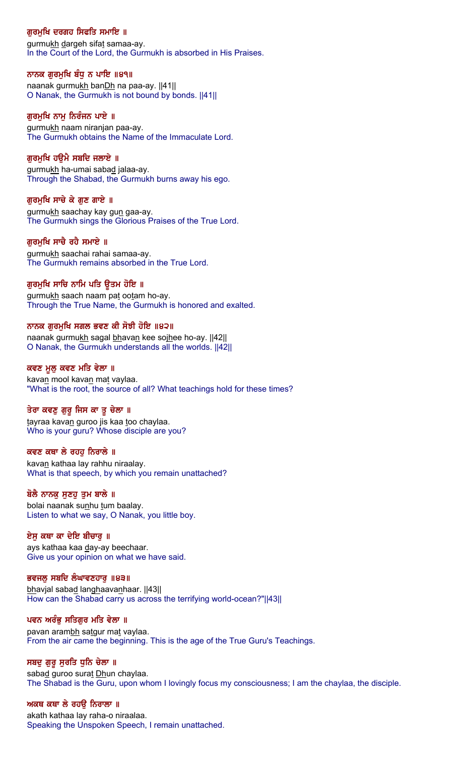**ਗੁਰਮੁਖਿ ਦਰਗਹ ਸਿਫਤਿ ਸਮਾਇ ॥**
gurmukh dargeh sifat samaa-ay.
In the Court of the Lord, the Gurmukh is absorbed in His Praises.

**ਨਾਨਕ ਗੁਰਮੁਖਿ ਬੰਧੁ ਨ ਪਾਇ ॥੪੧॥**
naanak gurmukh banDh na paa-ay. ||41||
O Nanak, the Gurmukh is not bound by bonds. ||41||

**ਗੁਰਮੁਖਿ ਨਾਮੁ ਨਿਰੰਜਨ ਪਾਏ ॥**
gurmukh naam niranjan paa-ay.
The Gurmukh obtains the Name of the Immaculate Lord.

**ਗੁਰਮੁਖਿ ਹਉਮੈ ਸਬਦਿ ਜਲਾਏ ॥**
gurmukh ha-umai sabad jalaa-ay.
Through the Shabad, the Gurmukh burns away his ego.

**ਗੁਰਮੁਖਿ ਸਾਚੇ ਕੇ ਗੁਣ ਗਾਏ ॥**
gurmukh saachay kay gun gaa-ay.
The Gurmukh sings the Glorious Praises of the True Lord.

**ਗੁਰਮੁਖਿ ਸਾਚੈ ਰਹੈ ਸਮਾਏ ॥**
gurmukh saachai rahai samaa-ay.
The Gurmukh remains absorbed in the True Lord.

**ਗੁਰਮੁਖਿ ਸਾਚਿ ਨਾਮਿ ਪਤਿ ਊਤਮ ਹੋਇ ॥**
gurmukh saach naam pat ootam ho-ay.
Through the True Name, the Gurmukh is honored and exalted.

**ਨਾਨਕ ਗੁਰਮੁਖਿ ਸਗਲ ਭਵਣ ਕੀ ਸੋਝੀ ਹੋਇ ॥੪੨॥**
naanak gurmukh sagal bhavan kee sojhee ho-ay. ||42||
O Nanak, the Gurmukh understands all the worlds. ||42||

**ਕਵਣ ਮੂਲੁ ਕਵਣ ਮਤਿ ਵੇਲਾ ॥**
kavan mool kavan mat vaylaa.
"What is the root, the source of all? What teachings hold for these times?

**ਤੇਰਾ ਕਵਣੁ ਗੁਰੂ ਜਿਸ ਕਾ ਤੂ ਚੇਲਾ ॥**
tayraa kavan guroo jis kaa too chaylaa.
Who is your guru? Whose disciple are you?

**ਕਵਣ ਕਥਾ ਲੇ ਰਹਹੁ ਨਿਰਾਲੇ ॥**
kavan kathaa lay rahhu niraalay.
What is that speech, by which you remain unattached?

**ਬੋਲੈ ਨਾਨਕੁ ਸੁਣਹੁ ਤੁਮ ਬਾਲੇ ॥**
bolai naanak sunhu tum baalay.
Listen to what we say, O Nanak, you little boy.

**ਏਸੁ ਕਥਾ ਕਾ ਦੇਇ ਬੀਚਾਰੁ ॥**
ays kathaa kaa day-ay beechaar.
Give us your opinion on what we have said.

**ਭਵਜਲੁ ਸਬਦਿ ਲੰਘਾਵਣਹਾਰੁ ॥੪੩॥**
bhavjal sabad langhaavanhaar. ||43||
How can the Shabad carry us across the terrifying world-ocean?"||43||

**ਪਵਨ ਅਰੰਭੁ ਸਤਿਗੁਰ ਮਤਿ ਵੇਲਾ ॥**
pavan arambh satgur mat vaylaa.
From the air came the beginning. This is the age of the True Guru's Teachings.

**ਸਬਦੁ ਗੁਰੂ ਸੁਰਤਿ ਧੁਨਿ ਚੇਲਾ ॥**
sabad guroo surat Dhun chaylaa.
The Shabad is the Guru, upon whom I lovingly focus my consciousness; I am the chaylaa, the disciple.

**ਅਕਥ ਕਥਾ ਲੇ ਰਹਉ ਨਿਰਾਲਾ ॥**
akath kathaa lay raha-o niraalaa.
Speaking the Unspoken Speech, I remain unattached.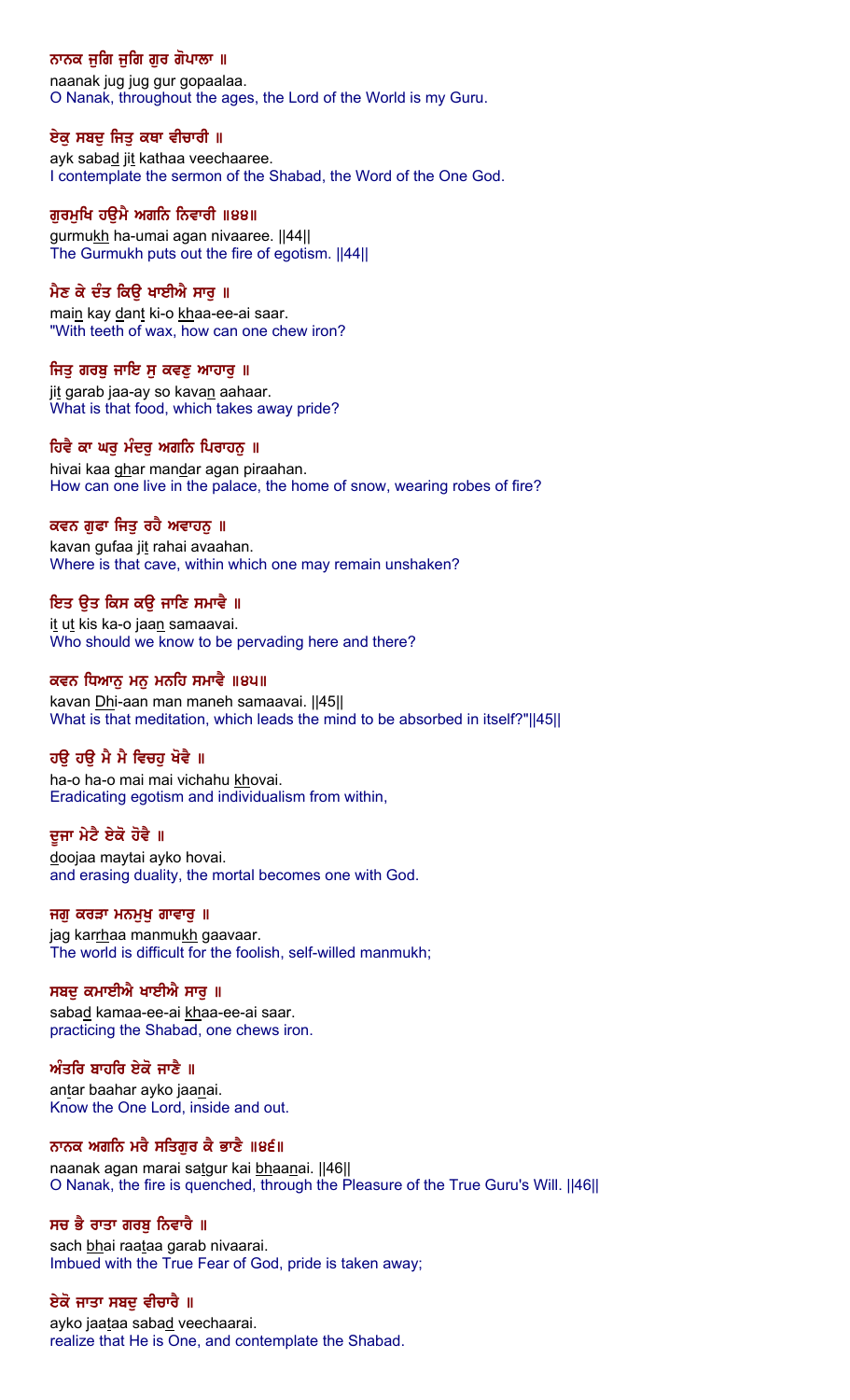**ਨਾਨਕ ਜੁਗਿ ਜੁਗਿ ਗੁਰ ਗੋਪਾਲਾ ॥**

naanak jug jug gur gopaalaa.
O Nanak, throughout the ages, the Lord of the World is my Guru.

**ਏਕੁ ਸਬਦੁ ਜਿਤੁ ਕਥਾ ਵੀਚਾਰੀ ॥**

ayk sabad jit kathaa veechaaree.
I contemplate the sermon of the Shabad, the Word of the One God.

**ਗੁਰਮੁਖਿ ਹਉਮੈ ਅਗਨਿ ਨਿਵਾਰੀ ॥੪੪॥**

gurmukh ha-umai agan nivaaree. ||44||
The Gurmukh puts out the fire of egotism. ||44||

**ਮੈਣ ਕੇ ਦੰਤ ਕਿਉ ਖਾਈਐ ਸਾਰੁ ॥**

main kay dant ki-o khaa-ee-ai saar.
"With teeth of wax, how can one chew iron?

**ਜਿਤੁ ਗਰਬੁ ਜਾਇ ਸੁ ਕਵਣੁ ਆਹਾਰੁ ॥**

jit garab jaa-ay so kavan aahaar.
What is that food, which takes away pride?

**ਹਿਵੈ ਕਾ ਘਰੁ ਮੰਦਰੁ ਅਗਨਿ ਪਿਰਾਹਨੁ ॥**

hivai kaa ghar mandar agan piraahan.
How can one live in the palace, the home of snow, wearing robes of fire?

**ਕਵਨ ਗੁਫਾ ਜਿਤੁ ਰਹੈ ਅਵਾਹਨੁ ॥**

kavan gufaa jit rahai avaahan.
Where is that cave, within which one may remain unshaken?

**ਇਤ ਉਤ ਕਿਸ ਕਉ ਜਾਣਿ ਸਮਾਵੈ ॥**

it ut kis ka-o jaan samaavai.
Who should we know to be pervading here and there?

**ਕਵਨ ਧਿਆਨੁ ਮਨੁ ਮਨਹਿ ਸਮਾਵੈ ॥੪੫॥**

kavan Dhi-aan man maneh samaavai. ||45||
What is that meditation, which leads the mind to be absorbed in itself?"||45||

**ਹਉ ਹਉ ਮੈ ਮੈ ਵਿਚਹੁ ਖੋਵੈ ॥**

ha-o ha-o mai mai vichahu khovai.
Eradicating egotism and individualism from within,

**ਦੂਜਾ ਮੇਟੈ ਏਕੋ ਹੋਵੈ ॥**

doojaa maytai ayko hovai.
and erasing duality, the mortal becomes one with God.

**ਜਗੁ ਕਰੜਾ ਮਨਮੁਖੁ ਗਾਵਾਰੁ ॥**

jag karrhaa manmukh gaavaar.
The world is difficult for the foolish, self-willed manmukh;

**ਸਬਦੁ ਕਮਾਈਐ ਖਾਈਐ ਸਾਰੁ ॥**

sabad kamaa-ee-ai khaa-ee-ai saar.
practicing the Shabad, one chews iron.

**ਅੰਤਰਿ ਬਾਹਰਿ ਏਕੋ ਜਾਣੈ ॥**

antar baahar ayko jaanai.
Know the One Lord, inside and out.

**ਨਾਨਕ ਅਗਨਿ ਮਰੈ ਸਤਿਗੁਰ ਕੈ ਭਾਣੈ ॥੪੬॥**

naanak agan marai satgur kai bhaanai. ||46||
O Nanak, the fire is quenched, through the Pleasure of the True Guru's Will. ||46||

**ਸਚ ਭੈ ਰਾਤਾ ਗਰਬੁ ਨਿਵਾਰੈ ॥**

sach bhai raataa garab nivaarai.
Imbued with the True Fear of God, pride is taken away;

**ਏਕੋ ਜਾਤਾ ਸਬਦੁ ਵੀਚਾਰੈ ॥**

ayko jaataa sabad veechaarai.
realize that He is One, and contemplate the Shabad.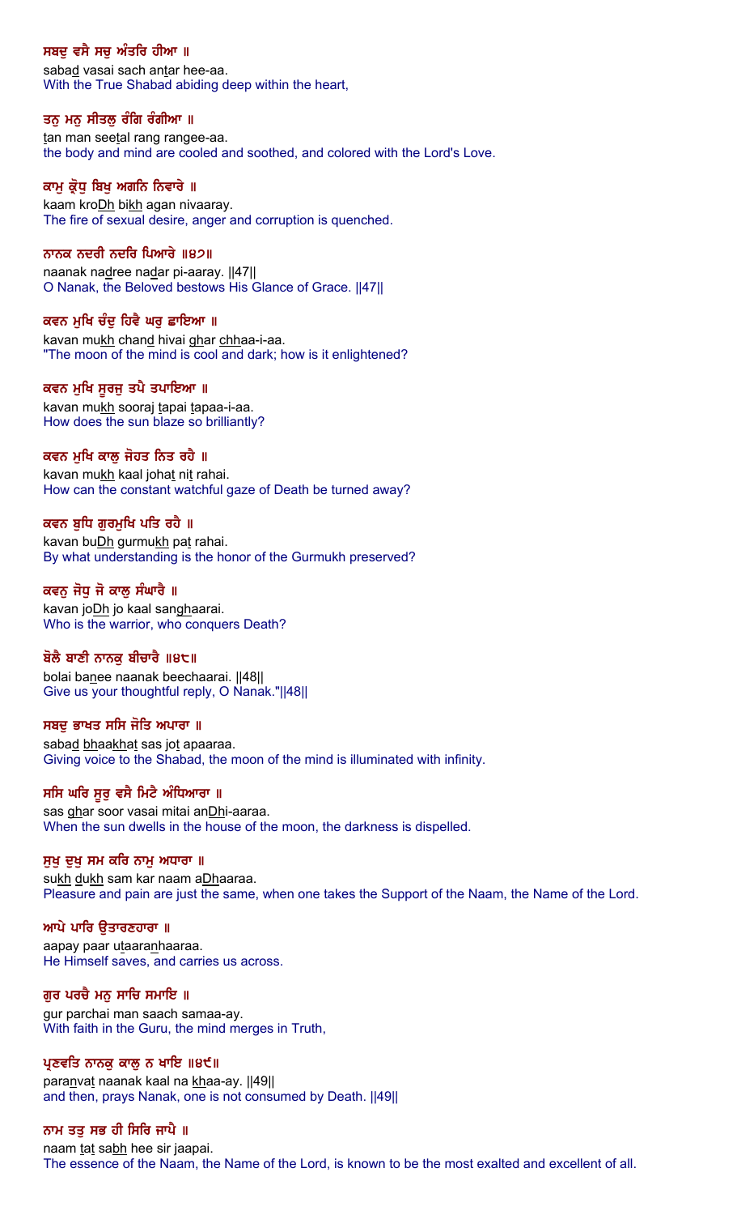ਸਬਦੁ ਵਸੈ ਸਚੁ ਅੰਤਰਿ ਹੀਆ ॥

sabad vasai sach antar hee-aa.

With the True Shabad abiding deep within the heart,

ਤਨੁ ਮਨੁ ਸੀਤਲੁ ਰੰਗਿ ਰੰਗੀਆ ॥

tan man seetal rang rangee-aa.

the body and mind are cooled and soothed, and colored with the Lord's Love.

ਕਾਮੁ ਕ੍ਰੋਧੁ ਬਿਖੁ ਅਗਨਿ ਨਿਵਾਰੇ ॥

kaam kroDh bikh agan nivaaray.

The fire of sexual desire, anger and corruption is quenched.

ਨਾਨਕ ਨਦਰੀ ਨਦਰਿ ਪਿਆਰੇ ॥੪੭॥

naanak nadree nadar pi-aaray. ||47||

O Nanak, the Beloved bestows His Glance of Grace. ||47||

ਕਵਨ ਮੁਖਿ ਚੰਦੁ ਹਿਵੈ ਘਰੁ ਛਾਇਆ ॥

kavan mukh chand hivai ghar chhaa-i-aa.

"The moon of the mind is cool and dark; how is it enlightened?

ਕਵਨ ਮੁਖਿ ਸੂਰਜੁ ਤਪੈ ਤਪਾਇਆ ॥

kavan mukh sooraj tapai tapaa-i-aa.

How does the sun blaze so brilliantly?

ਕਵਨ ਮੁਖਿ ਕਾਲੁ ਜੋਹਤ ਨਿਤ ਰਹੈ ॥

kavan mukh kaal johat nit rahai.

How can the constant watchful gaze of Death be turned away?

ਕਵਨ ਬੁਧਿ ਗੁਰਮੁਖਿ ਪਤਿ ਰਹੈ ॥

kavan buDh gurmukh pat rahai.

By what understanding is the honor of the Gurmukh preserved?

ਕਵਨੁ ਜੋਧੁ ਜੋ ਕਾਲੁ ਸੰਘਾਰੈ ॥

kavan joDh jo kaal sanghaarai.

Who is the warrior, who conquers Death?

ਬੋਲੈ ਬਾਣੀ ਨਾਨਕੁ ਬੀਚਾਰੈ ॥੪੮॥

bolai banee naanak beechaarai. ||48||

Give us your thoughtful reply, O Nanak."||48||

ਸਬਦੁ ਭਾਖਤ ਸਸਿ ਜੋਤਿ ਅਪਾਰਾ ॥

sabad bhaakhat sas jot apaaraa.

Giving voice to the Shabad, the moon of the mind is illuminated with infinity.

ਸਸਿ ਘਰਿ ਸੂਰੁ ਵਸੈ ਮਿਟੈ ਅੰਧਿਆਰਾ ॥

sas ghar soor vasai mitai anDhi-aaraa.

When the sun dwells in the house of the moon, the darkness is dispelled.

ਸੁਖੁ ਦੁਖੁ ਸਮ ਕਰਿ ਨਾਮੁ ਅਧਾਰਾ ॥

sukh dukh sam kar naam aDhaaraa.

Pleasure and pain are just the same, when one takes the Support of the Naam, the Name of the Lord.

ਆਪੇ ਪਾਰਿ ਉਤਾਰਣਹਾਰਾ ॥

aapay paar utaaranhaaraa.

He Himself saves, and carries us across.

ਗੁਰ ਪਰਚੈ ਮਨੁ ਸਾਚਿ ਸਮਾਇ ॥

gur parchai man saach samaa-ay.

With faith in the Guru, the mind merges in Truth,

ਪ੍ਰਣਵਤਿ ਨਾਨਕੁ ਕਾਲੁ ਨ ਖਾਇ ॥੪੯॥

paranvat naanak kaal na khaa-ay. ||49||

and then, prays Nanak, one is not consumed by Death. ||49||

ਨਾਮ ਤਤੁ ਸਭ ਹੀ ਸਿਰਿ ਜਾਪੈ ॥

naam tat sabh hee sir jaapai.

The essence of the Naam, the Name of the Lord, is known to be the most exalted and excellent of all.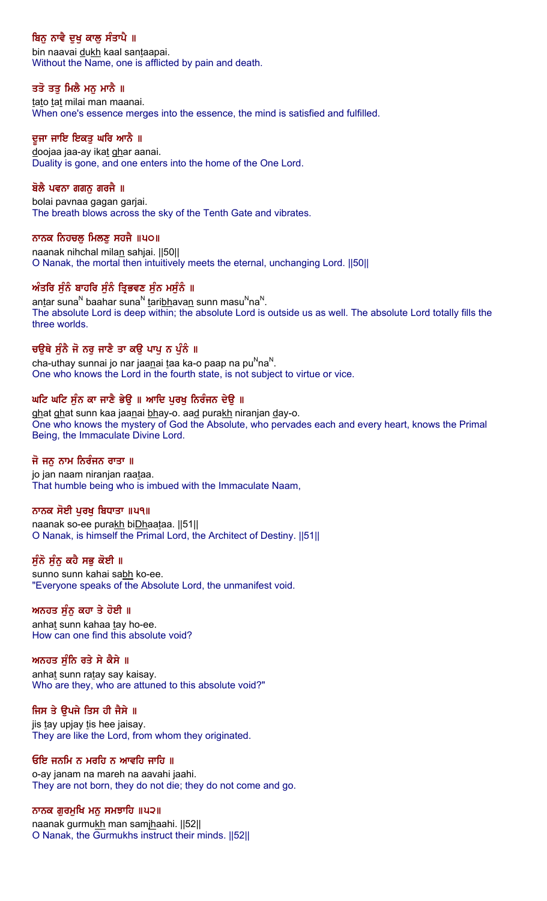ਬਿਨੁ ਨਾਵੈ ਦੁਖੁ ਕਾਲੁ ਸੰਤਾਪੈ ॥
bin naavai dukh kaal santaapai.
Without the Name, one is afflicted by pain and death.

ਤਤੋ ਤਤੁ ਮਿਲੈ ਮਨੁ ਮਾਨੈ ॥
tato tat milai man maanai.
When one's essence merges into the essence, the mind is satisfied and fulfilled.

ਦੂਜਾ ਜਾਇ ਇਕਤੁ ਘਰਿ ਆਨੈ ॥
doojaa jaa-ay ikat ghar aanai.
Duality is gone, and one enters into the home of the One Lord.

ਬੋਲੈ ਪਵਨਾ ਗਗਨੁ ਗਰਜੈ ॥
bolai pavnaa gagan garjai.
The breath blows across the sky of the Tenth Gate and vibrates.

ਨਾਨਕ ਨਿਹਚਲੁ ਮਿਲਣੁ ਸਹਜੈ ॥੫੦॥
naanak nihchal milan sahjai. ||50||
O Nanak, the mortal then intuitively meets the eternal, unchanging Lord. ||50||

ਅੰਤਰਿ ਸੁੰਨੰ ਬਾਹਰਿ ਸੁੰਨੰ ਤ੍ਰਿਭਵਣ ਸੁੰਨ ਮਸੁੰਨੰ ॥
antar sunaN baahar sunaN taribhavan sunn masuNnaN.
The absolute Lord is deep within; the absolute Lord is outside us as well. The absolute Lord totally fills the three worlds.

ਚਉਥੇ ਸੁੰਨੈ ਜੋ ਨਰੁ ਜਾਣੈ ਤਾ ਕਉ ਪਾਪੁ ਨ ਪੁੰਨੰ ॥
cha-uthay sunnai jo nar jaanai taa ka-o paap na puNnaN.
One who knows the Lord in the fourth state, is not subject to virtue or vice.

ਘਟਿ ਘਟਿ ਸੁੰਨ ਕਾ ਜਾਣੈ ਭੇਉ ॥ ਆਦਿ ਪੁਰਖੁ ਨਿਰੰਜਨ ਦੇਉ ॥
ghat ghat sunn kaa jaanai bhay-o. aad purakh niranjan day-o.
One who knows the mystery of God the Absolute, who pervades each and every heart, knows the Primal Being, the Immaculate Divine Lord.

ਜੋ ਜਨੁ ਨਾਮ ਨਿਰੰਜਨ ਰਾਤਾ ॥
jo jan naam niranjan raataa.
That humble being who is imbued with the Immaculate Naam,

ਨਾਨਕ ਸੋਈ ਪੁਰਖੁ ਬਿਧਾਤਾ ॥੫੧॥
naanak so-ee purakh biDhaataa. ||51||
O Nanak, is himself the Primal Lord, the Architect of Destiny. ||51||

ਸੁੰਨੋ ਸੁੰਨੁ ਕਹੈ ਸਭੁ ਕੋਈ ॥
sunno sunn kahai sabh ko-ee.
"Everyone speaks of the Absolute Lord, the unmanifest void.

ਅਨਹਤ ਸੁੰਨੁ ਕਹਾ ਤੇ ਹੋਈ ॥
anhat sunn kahaa tay ho-ee.
How can one find this absolute void?

ਅਨਹਤ ਸੁੰਨਿ ਰਤੇ ਸੇ ਕੈਸੇ ॥
anhat sunn ratay say kaisay.
Who are they, who are attuned to this absolute void?"

ਜਿਸ ਤੇ ਉਪਜੇ ਤਿਸ ਹੀ ਜੈਸੇ ॥
jis tay upjay tis hee jaisay.
They are like the Lord, from whom they originated.

ਓਇ ਜਨਮਿ ਨ ਮਰਹਿ ਨ ਆਵਹਿ ਜਾਹਿ ॥
o-ay janam na mareh na aavahi jaahi.
They are not born, they do not die; they do not come and go.

ਨਾਨਕ ਗੁਰਮੁਖਿ ਮਨੁ ਸਮਝਾਹਿ ॥੫੨॥
naanak gurmukh man samjhaahi. ||52||
O Nanak, the Gurmukhs instruct their minds. ||52||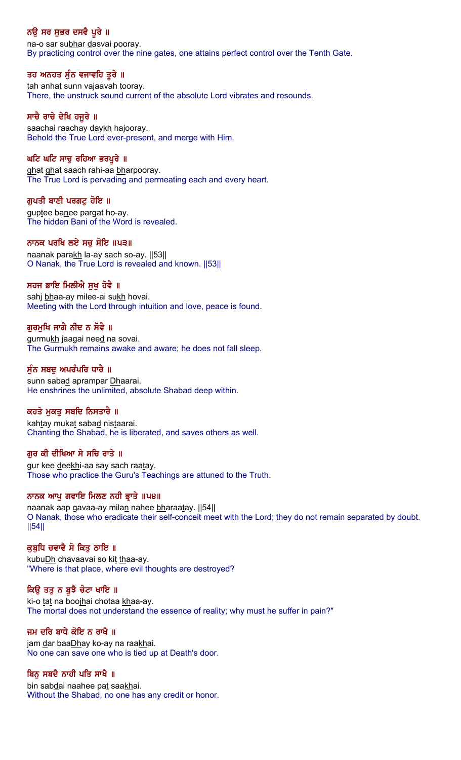**ਨਉ ਸਰ ਸੁਭਰ ਦਸਵੈ ਪੂਰੇ ॥**
na-o sar su<u>bh</u>ar <u>d</u>asvai pooray.
By practicing control over the nine gates, one attains perfect control over the Tenth Gate.

**ਤਹ ਅਨਹਤ ਸੁੰਨ ਵਜਾਵਹਿ ਤੂਰੇ ॥**
<u>t</u>ah anha<u>t</u> sunn vajaavah <u>t</u>ooray.
There, the unstruck sound current of the absolute Lord vibrates and resounds.

**ਸਾਚੈ ਰਾਚੇ ਦੇਖਿ ਹਜੂਰੇ ॥**
saachai raachay <u>d</u>ay<u>kh</u> hajooray.
Behold the True Lord ever-present, and merge with Him.

**ਘਟਿ ਘਟਿ ਸਾਚੁ ਰਹਿਆ ਭਰਪੂਰੇ ॥**
<u>gh</u>at <u>gh</u>at saach rahi-aa <u>bh</u>arpooray.
The True Lord is pervading and permeating each and every heart.

**ਗੁਪਤੀ ਬਾਣੀ ਪਰਗਟੁ ਹੋਇ ॥**
gup<u>t</u>ee ba<u>n</u>ee pargat ho-ay.
The hidden Bani of the Word is revealed.

**ਨਾਨਕ ਪਰਖਿ ਲਏ ਸਚੁ ਸੋਇ ॥੫੩॥**
naanak para<u>kh</u> la-ay sach so-ay. ||53||
O Nanak, the True Lord is revealed and known. ||53||

**ਸਹਜ ਭਾਇ ਮਿਲੀਐ ਸੁਖੁ ਹੋਵੈ ॥**
sahj <u>bh</u>aa-ay milee-ai su<u>kh</u> hovai.
Meeting with the Lord through intuition and love, peace is found.

**ਗੁਰਮੁਖਿ ਜਾਗੈ ਨੀਦ ਨ ਸੋਵੈ ॥**
gurmu<u>kh</u> jaagai nee<u>d</u> na sovai.
The Gurmukh remains awake and aware; he does not fall sleep.

**ਸੁੰਨ ਸਬਦੁ ਅਪਰੰਪਰਿ ਧਾਰੈ ॥**
sunn saba<u>d</u> aprampar <u>Dh</u>aarai.
He enshrines the unlimited, absolute Shabad deep within.

**ਕਹਤੇ ਮੁਕਤੁ ਸਬਦਿ ਨਿਸਤਾਰੈ ॥**
kah<u>t</u>ay muka<u>t</u> saba<u>d</u> nis<u>t</u>aarai.
Chanting the Shabad, he is liberated, and saves others as well.

**ਗੁਰ ਕੀ ਦੀਖਿਆ ਸੇ ਸਚਿ ਰਾਤੇ ॥**
gur kee <u>d</u>ee<u>kh</u>i-aa say sach raa<u>t</u>ay.
Those who practice the Guru's Teachings are attuned to the Truth.

**ਨਾਨਕ ਆਪੁ ਗਵਾਇ ਮਿਲਣ ਨਹੀ ਭ੍ਰਾਤੇ ॥੫੪॥**
naanak aap gavaa-ay mila<u>n</u> nahee <u>bh</u>araa<u>t</u>ay. ||54||
O Nanak, those who eradicate their self-conceit meet with the Lord; they do not remain separated by doubt. ||54||

**ਕੁਬੁਧਿ ਚਵਾਵੈ ਸੋ ਕਿਤੁ ਠਾਇ ॥**
kubu<u>Dh</u> chavaavai so ki<u>t</u> <u>th</u>aa-ay.
"Where is that place, where evil thoughts are destroyed?

**ਕਿਉ ਤਤੁ ਨ ਬੂਝੈ ਚੋਟਾ ਖਾਇ ॥**
ki-o <u>t</u>a<u>t</u> na boo<u>jh</u>ai chotaa <u>kh</u>aa-ay.
The mortal does not understand the essence of reality; why must he suffer in pain?"

**ਜਮ ਦਰਿ ਬਾਧੇ ਕੋਇ ਨ ਰਾਖੈ ॥**
jam <u>d</u>ar baa<u>Dh</u>ay ko-ay na raa<u>kh</u>ai.
No one can save one who is tied up at Death's door.

**ਬਿਨੁ ਸਬਦੈ ਨਾਹੀ ਪਤਿ ਸਾਖੈ ॥**
bin sab<u>d</u>ai naahee pa<u>t</u> saa<u>kh</u>ai.
Without the Shabad, no one has any credit or honor.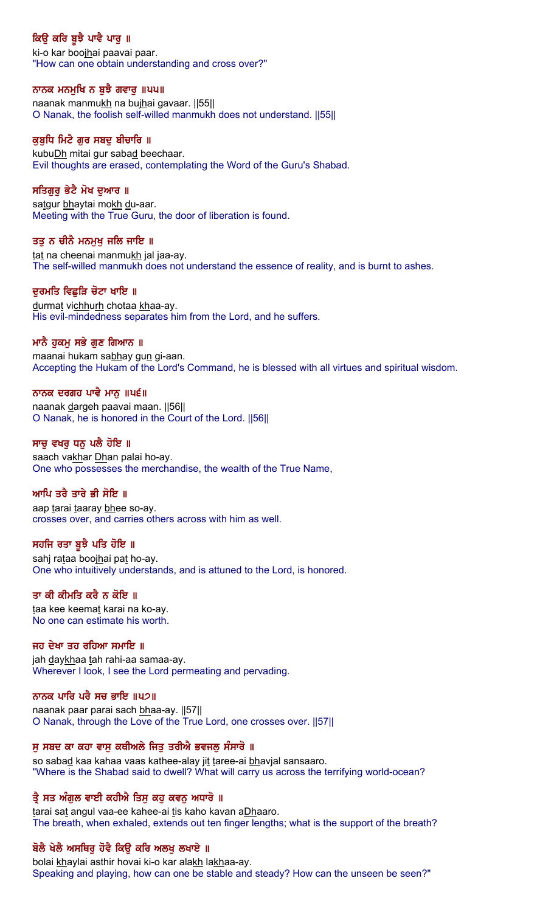**ਕਿਉ ਕਰਿ ਬੂਝੈ ਪਾਵੈ ਪਾਰੁ ॥**

ki-o kar boojhai paavai paar.

"How can one obtain understanding and cross over?"

**ਨਾਨਕ ਮਨਮੁਖਿ ਨ ਬੁਝੈ ਗਵਾਰੁ ॥੫੫॥**

naanak manmukh na bujhai gavaar. ||55||

O Nanak, the foolish self-willed manmukh does not understand. ||55||

**ਕੁਬੁਧਿ ਮਿਟੈ ਗੁਰ ਸਬਦੁ ਬੀਚਾਰਿ ॥**

kubuDh mitai gur sabad beechaar.

Evil thoughts are erased, contemplating the Word of the Guru's Shabad.

**ਸਤਿਗੁਰੁ ਭੇਟੈ ਮੋਖ ਦੁਆਰ ॥**

satgur bhaytai mokh du-aar.

Meeting with the True Guru, the door of liberation is found.

**ਤਤੁ ਨ ਚੀਨੈ ਮਨਮੁਖੁ ਜਲਿ ਜਾਇ ॥**

tat na cheenai manmukh jal jaa-ay.

The self-willed manmukh does not understand the essence of reality, and is burnt to ashes.

**ਦੁਰਮਤਿ ਵਿਛੁੜਿ ਚੋਟਾ ਖਾਇ ॥**

durmat vichhurh chotaa khaa-ay.

His evil-mindedness separates him from the Lord, and he suffers.

**ਮਾਨੈ ਹੁਕਮੁ ਸਭੇ ਗੁਣ ਗਿਆਨ ॥**

maanai hukam sabhay gun gi-aan.

Accepting the Hukam of the Lord's Command, he is blessed with all virtues and spiritual wisdom.

**ਨਾਨਕ ਦਰਗਹ ਪਾਵੈ ਮਾਨੁ ॥੫੬॥**

naanak dargeh paavai maan. ||56||

O Nanak, he is honored in the Court of the Lord. ||56||

**ਸਾਚੁ ਵਖਰੁ ਧਨੁ ਪਲੈ ਹੋਇ ॥**

saach vakhar Dhan palai ho-ay.

One who possesses the merchandise, the wealth of the True Name,

**ਆਪਿ ਤਰੈ ਤਾਰੇ ਭੀ ਸੋਇ ॥**

aap tarai taaray bhee so-ay.

crosses over, and carries others across with him as well.

**ਸਹਜਿ ਰਤਾ ਬੂਝੈ ਪਤਿ ਹੋਇ ॥**

sahj rataa boojhai pat ho-ay.

One who intuitively understands, and is attuned to the Lord, is honored.

**ਤਾ ਕੀ ਕੀਮਤਿ ਕਰੈ ਨ ਕੋਇ ॥**

taa kee keemat karai na ko-ay.

No one can estimate his worth.

**ਜਹ ਦੇਖਾ ਤਹ ਰਹਿਆ ਸਮਾਇ ॥**

jah daykhaa tah rahi-aa samaa-ay.

Wherever I look, I see the Lord permeating and pervading.

**ਨਾਨਕ ਪਾਰਿ ਪਰੈ ਸਚ ਭਾਇ ॥੫੭॥**

naanak paar parai sach bhaa-ay. ||57||

O Nanak, through the Love of the True Lord, one crosses over. ||57||

**ਸੁ ਸਬਦ ਕਾ ਕਹਾ ਵਾਸੁ ਕਥੀਅਲੇ ਜਿਤੁ ਤਰੀਐ ਭਵਜਲੁ ਸੰਸਾਰੋ ॥**

so sabad kaa kahaa vaas kathee-alay jit taree-ai bhavjal sansaaro.

"Where is the Shabad said to dwell? What will carry us across the terrifying world-ocean?

**ਤ੍ਰੈ ਸਤ ਅੰਗੁਲ ਵਾਈ ਕਹੀਐ ਤਿਸੁ ਕਹੁ ਕਵਨੁ ਅਧਾਰੋ ॥**

tarai sat angul vaa-ee kahee-ai tis kaho kavan aDhaaro.

The breath, when exhaled, extends out ten finger lengths; what is the support of the breath?

**ਬੋਲੈ ਖੇਲੈ ਅਸਥਿਰੁ ਹੋਵੈ ਕਿਉ ਕਰਿ ਅਲਖੁ ਲਖਾਏ ॥**

bolai khaylai asthir hovai ki-o kar alakh lakhaa-ay.

Speaking and playing, how can one be stable and steady? How can the unseen be seen?"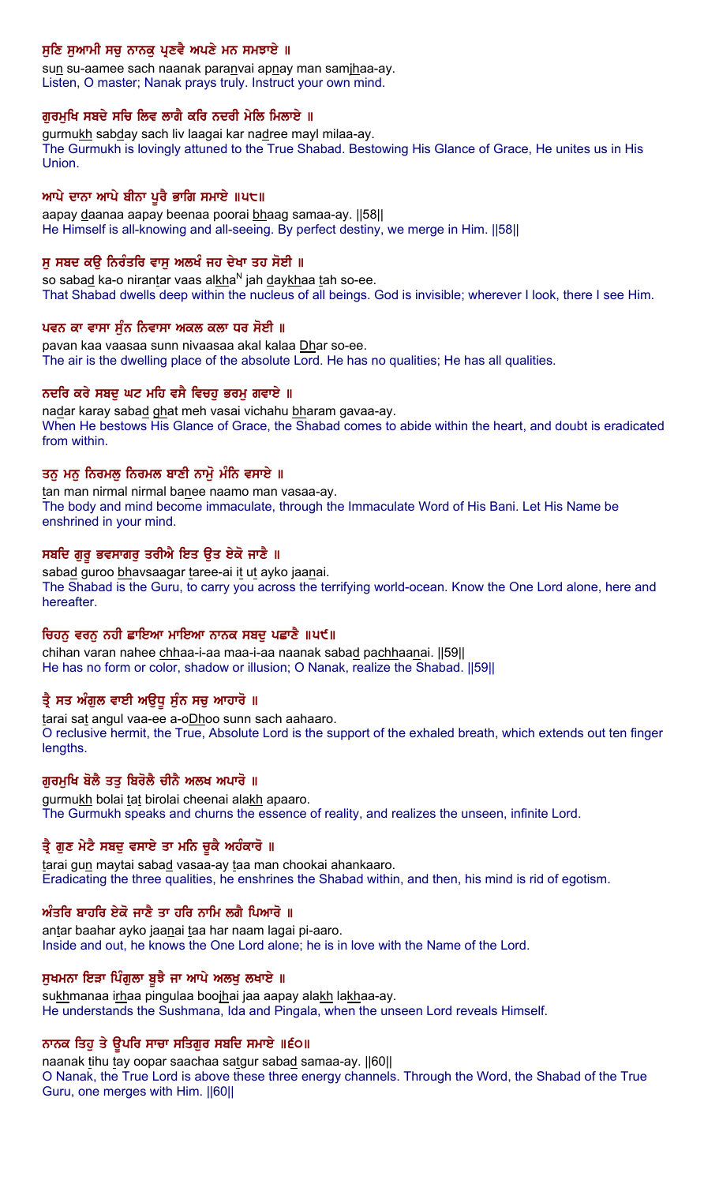**ਸੁਣਿ ਸੁਆਮੀ ਸਚੁ ਨਾਨਕੁ ਪ੍ਰਣਵੈ ਅਪਣੇ ਮਨ ਸਮਝਾਏ ॥**

sun su-aamee sach naanak paranvai apnay man samjhaa-ay.
Listen, O master; Nanak prays truly. Instruct your own mind.

**ਗੁਰਮੁਖਿ ਸਬਦੇ ਸਚਿ ਲਿਵ ਲਾਗੈ ਕਰਿ ਨਦਰੀ ਮੇਲਿ ਮਿਲਾਏ ॥**

gurmukh sabday sach liv laagai kar nadree mayl milaa-ay.
The Gurmukh is lovingly attuned to the True Shabad. Bestowing His Glance of Grace, He unites us in His Union.

**ਆਪੇ ਦਾਨਾ ਆਪੇ ਬੀਨਾ ਪੂਰੈ ਭਾਗਿ ਸਮਾਏ ॥੫੮॥**

aapay daanaa aapay beenaa poorai bhaag samaa-ay. ||58||
He Himself is all-knowing and all-seeing. By perfect destiny, we merge in Him. ||58||

**ਸੁ ਸਬਦ ਕਉ ਨਿਰੰਤਰਿ ਵਾਸੁ ਅਲਖੰ ਜਹ ਦੇਖਾ ਤਹ ਸੋਈ ॥**

so sabad ka-o nirantar vaas alkha^N jah daykhaa tah so-ee.
That Shabad dwells deep within the nucleus of all beings. God is invisible; wherever I look, there I see Him.

**ਪਵਨ ਕਾ ਵਾਸਾ ਸੁੰਨ ਨਿਵਾਸਾ ਅਕਲ ਕਲਾ ਧਰ ਸੋਈ ॥**

pavan kaa vaasaa sunn nivaasaa akal kalaa Dhar so-ee.
The air is the dwelling place of the absolute Lord. He has no qualities; He has all qualities.

**ਨਦਰਿ ਕਰੇ ਸਬਦੁ ਘਟ ਮਹਿ ਵਸੈ ਵਿਚਹੁ ਭਰਮੁ ਗਵਾਏ ॥**

nadar karay sabad ghat meh vasai vichahu bharam gavaa-ay.
When He bestows His Glance of Grace, the Shabad comes to abide within the heart, and doubt is eradicated from within.

**ਤਨੁ ਮਨੁ ਨਿਰਮਲੁ ਨਿਰਮਲ ਬਾਣੀ ਨਾਮੋੁ ਮੰਨਿ ਵਸਾਏ ॥**

tan man nirmal nirmal banee naamo man vasaa-ay.
The body and mind become immaculate, through the Immaculate Word of His Bani. Let His Name be enshrined in your mind.

**ਸਬਦਿ ਗੁਰੂ ਭਵਸਾਗਰੁ ਤਰੀਐ ਇਤ ਉਤ ਏਕੋ ਜਾਣੈ ॥**

sabad guroo bhavsaagar taree-ai it ut ayko jaanai.
The Shabad is the Guru, to carry you across the terrifying world-ocean. Know the One Lord alone, here and hereafter.

**ਚਿਹਨੁ ਵਰਨੁ ਨਹੀ ਛਾਇਆ ਮਾਇਆ ਨਾਨਕ ਸਬਦੁ ਪਛਾਣੈ ॥੫੯॥**

chihan varan nahee chhaa-i-aa maa-i-aa naanak sabad pachhaanai. ||59||
He has no form or color, shadow or illusion; O Nanak, realize the Shabad. ||59||

**ਤ੍ਰੈ ਸਤ ਅੰਗੁਲ ਵਾਈ ਅਉਧੂ ਸੁੰਨ ਸਚੁ ਆਹਾਰੋ ॥**

tarai sat angul vaa-ee a-oDhoo sunn sach aahaaro.
O reclusive hermit, the True, Absolute Lord is the support of the exhaled breath, which extends out ten finger lengths.

**ਗੁਰਮੁਖਿ ਬੋਲੈ ਤਤੁ ਬਿਰੋਲੈ ਚੀਨੈ ਅਲਖ ਅਪਾਰੋ ॥**

gurmukh bolai tat birolai cheenai alakh apaaro.
The Gurmukh speaks and churns the essence of reality, and realizes the unseen, infinite Lord.

**ਤ੍ਰੈ ਗੁਣ ਮੇਟੈ ਸਬਦੁ ਵਸਾਏ ਤਾ ਮਨਿ ਚੂਕੈ ਅਹੰਕਾਰੋ ॥**

tarai gun maytai sabad vasaa-ay taa man chookai ahankaaro.
Eradicating the three qualities, he enshrines the Shabad within, and then, his mind is rid of egotism.

**ਅੰਤਰਿ ਬਾਹਰਿ ਏਕੋ ਜਾਣੈ ਤਾ ਹਰਿ ਨਾਮਿ ਲਗੈ ਪਿਆਰੋ ॥**

antar baahar ayko jaanai taa har naam lagai pi-aaro.
Inside and out, he knows the One Lord alone; he is in love with the Name of the Lord.

**ਸੁਖਮਨਾ ਇੜਾ ਪਿੰਗੁਲਾ ਬੂਝੈ ਜਾ ਆਪੇ ਅਲਖੁ ਲਖਾਏ ॥**

sukhmanaa irhaa pingulaa boojhai jaa aapay alakh lakhaa-ay.
He understands the Sushmana, Ida and Pingala, when the unseen Lord reveals Himself.

**ਨਾਨਕ ਤਿਹੁ ਤੇ ਊਪਰਿ ਸਾਚਾ ਸਤਿਗੁਰ ਸਬਦਿ ਸਮਾਏ ॥੬੦॥**

naanak tihu tay oopar saachaa satgur sabad samaa-ay. ||60||
O Nanak, the True Lord is above these three energy channels. Through the Word, the Shabad of the True Guru, one merges with Him. ||60||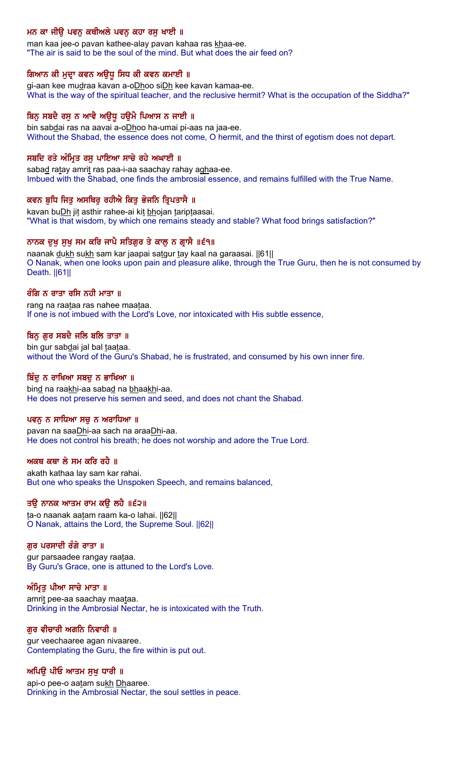**ਮਨ ਕਾ ਜੀਉ ਪਵਨੁ ਕਥੀਅਲੇ ਪਵਨੁ ਕਹਾ ਰਸੁ ਖਾਈ ॥**

man kaa jee-o pavan kathee-alay pavan kahaa ras khaa-ee.

"The air is said to be the soul of the mind. But what does the air feed on?

**ਗਿਆਨ ਕੀ ਮੁਦ੍ਰਾ ਕਵਨ ਅਉਧੂ ਸਿਧ ਕੀ ਕਵਨ ਕਮਾਈ ॥**

gi-aan kee mudraa kavan a-oDhoo siDh kee kavan kamaa-ee.

What is the way of the spiritual teacher, and the reclusive hermit? What is the occupation of the Siddha?"

**ਬਿਨੁ ਸਬਦੈ ਰਸੁ ਨ ਆਵੈ ਅਉਧੂ ਹਉਮੈ ਪਿਆਸ ਨ ਜਾਈ ॥**

bin sabdai ras na aavai a-oDhoo ha-umai pi-aas na jaa-ee.

Without the Shabad, the essence does not come, O hermit, and the thirst of egotism does not depart.

**ਸਬਦਿ ਰਤੇ ਅੰਮ੍ਰਿਤ ਰਸੁ ਪਾਇਆ ਸਾਚੇ ਰਹੇ ਅਘਾਈ ॥**

sabad ratay amrit ras paa-i-aa saachay rahay aghaa-ee.

Imbued with the Shabad, one finds the ambrosial essence, and remains fulfilled with the True Name.

**ਕਵਨ ਬੁਧਿ ਜਿਤੁ ਅਸਥਿਰੁ ਰਹੀਐ ਕਿਤੁ ਭੋਜਨਿ ਤ੍ਰਿਪਤਾਸੈ ॥**

kavan buDh jit asthir rahee-ai kit bhojan tariptaasai.

"What is that wisdom, by which one remains steady and stable? What food brings satisfaction?"

**ਨਾਨਕ ਦੁਖੁ ਸੁਖੁ ਸਮ ਕਰਿ ਜਾਪੈ ਸਤਿਗੁਰ ਤੇ ਕਾਲੁ ਨ ਗ੍ਰਾਸੈ ॥੬੧॥**

naanak dukh sukh sam kar jaapai satgur tay kaal na garaasai. ||61||

O Nanak, when one looks upon pain and pleasure alike, through the True Guru, then he is not consumed by Death. ||61||

**ਰੰਗਿ ਨ ਰਾਤਾ ਰਸਿ ਨਹੀ ਮਾਤਾ ॥**

rang na raataa ras nahee maataa.

If one is not imbued with the Lord's Love, nor intoxicated with His subtle essence,

**ਬਿਨੁ ਗੁਰ ਸਬਦੈ ਜਲਿ ਬਲਿ ਤਾਤਾ ॥**

bin gur sabdai jal bal taataa.

without the Word of the Guru's Shabad, he is frustrated, and consumed by his own inner fire.

**ਬਿੰਦੁ ਨ ਰਾਖਿਆ ਸਬਦੁ ਨ ਭਾਖਿਆ ॥**

bind na raakhi-aa sabad na bhaakhi-aa.

He does not preserve his semen and seed, and does not chant the Shabad.

**ਪਵਨੁ ਨ ਸਾਧਿਆ ਸਚੁ ਨ ਅਰਾਧਿਆ ॥**

pavan na saaDhi-aa sach na araaDhi-aa.

He does not control his breath; he does not worship and adore the True Lord.

**ਅਕਥ ਕਥਾ ਲੇ ਸਮ ਕਰਿ ਰਹੈ ॥**

akath kathaa lay sam kar rahai.

But one who speaks the Unspoken Speech, and remains balanced,

**ਤਉ ਨਾਨਕ ਆਤਮ ਰਾਮ ਕਉ ਲਹੈ ॥੬੨॥**

ta-o naanak aatam raam ka-o lahai. ||62||

O Nanak, attains the Lord, the Supreme Soul. ||62||

**ਗੁਰ ਪਰਸਾਦੀ ਰੰਗੇ ਰਾਤਾ ॥**

gur parsaadee rangay raataa.

By Guru's Grace, one is attuned to the Lord's Love.

**ਅੰਮ੍ਰਿਤੁ ਪੀਆ ਸਾਚੇ ਮਾਤਾ ॥**

amrit pee-aa saachay maataa.

Drinking in the Ambrosial Nectar, he is intoxicated with the Truth.

**ਗੁਰ ਵੀਚਾਰੀ ਅਗਨਿ ਨਿਵਾਰੀ ॥**

gur veechaaree agan nivaaree.

Contemplating the Guru, the fire within is put out.

**ਅਪਿਉ ਪੀਓ ਆਤਮ ਸੁਖੁ ਧਾਰੀ ॥**

api-o pee-o aatam sukh Dhaaree.

Drinking in the Ambrosial Nectar, the soul settles in peace.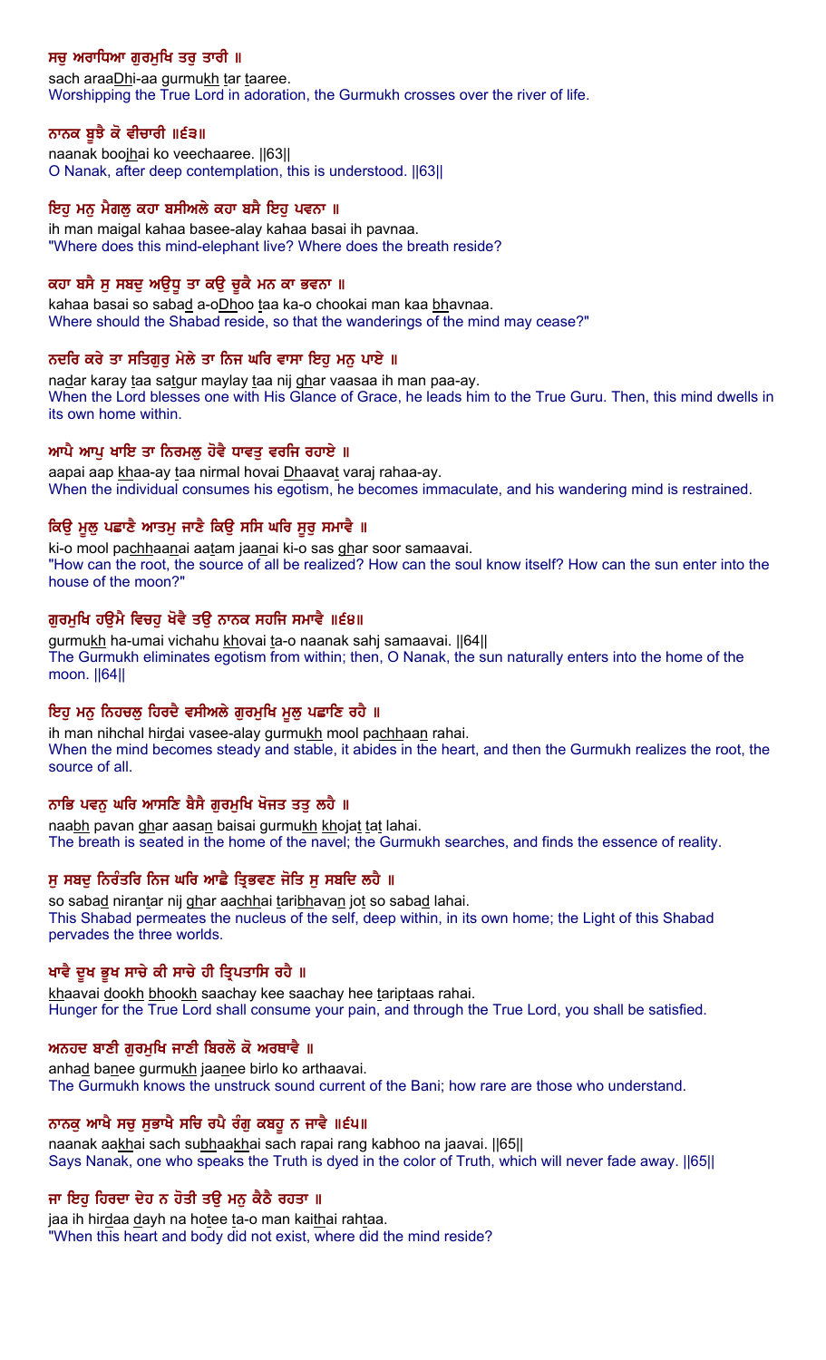**ਸਚੁ ਅਰਾਧਿਆ ਗੁਰਮੁਖਿ ਤਰੁ ਤਾਰੀ ॥**

sach araaDhi-aa gurmukh tar taaree.
Worshipping the True Lord in adoration, the Gurmukh crosses over the river of life.

**ਨਾਨਕ ਬੂਝੈ ਕੋ ਵੀਚਾਰੀ ॥੬੩॥**

naanak boojhai ko veechaaree. ||63||
O Nanak, after deep contemplation, this is understood. ||63||

**ਇਹੁ ਮਨੁ ਮੈਗਲੁ ਕਹਾ ਬਸੀਅਲੇ ਕਹਾ ਬਸੈ ਇਹੁ ਪਵਨਾ ॥**

ih man maigal kahaa basee-alay kahaa basai ih pavnaa.
"Where does this mind-elephant live? Where does the breath reside?

**ਕਹਾ ਬਸੈ ਸੁ ਸਬਦੁ ਅਉਧੂ ਤਾ ਕਉ ਚੂਕੈ ਮਨ ਕਾ ਭਵਨਾ ॥**

kahaa basai so sabad a-oDhoo taa ka-o chookai man kaa bhavnaa.
Where should the Shabad reside, so that the wanderings of the mind may cease?"

**ਨਦਰਿ ਕਰੇ ਤਾ ਸਤਿਗੁਰੁ ਮੇਲੇ ਤਾ ਨਿਜ ਘਰਿ ਵਾਸਾ ਇਹੁ ਮਨੁ ਪਾਏ ॥**

nadar karay taa satgur maylay taa nij ghar vaasaa ih man paa-ay.
When the Lord blesses one with His Glance of Grace, he leads him to the True Guru. Then, this mind dwells in its own home within.

**ਆਪੈ ਆਪੁ ਖਾਇ ਤਾ ਨਿਰਮਲੁ ਹੋਵੈ ਧਾਵਤੁ ਵਰਜਿ ਰਹਾਏ ॥**

aapai aap khaa-ay taa nirmal hovai Dhaavat varaj rahaa-ay.
When the individual consumes his egotism, he becomes immaculate, and his wandering mind is restrained.

**ਕਿਉ ਮੂਲੁ ਪਛਾਣੈ ਆਤਮੁ ਜਾਣੈ ਕਿਉ ਸਸਿ ਘਰਿ ਸੂਰੁ ਸਮਾਵੈ ॥**

ki-o mool pachhaanai aatam jaanai ki-o sas ghar soor samaavai.
"How can the root, the source of all be realized? How can the soul know itself? How can the sun enter into the house of the moon?"

**ਗੁਰਮੁਖਿ ਹਉਮੈ ਵਿਚਹੁ ਖੋਵੈ ਤਉ ਨਾਨਕ ਸਹਜਿ ਸਮਾਵੈ ॥੬੪॥**

gurmukh ha-umai vichahu khovai ta-o naanak sahj samaavai. ||64||
The Gurmukh eliminates egotism from within; then, O Nanak, the sun naturally enters into the home of the moon. ||64||

**ਇਹੁ ਮਨੁ ਨਿਹਚਲੁ ਹਿਰਦੈ ਵਸੀਅਲੇ ਗੁਰਮੁਖਿ ਮੂਲੁ ਪਛਾਣਿ ਰਹੈ ॥**

ih man nihchal hirdai vasee-alay gurmukh mool pachhaan rahai.
When the mind becomes steady and stable, it abides in the heart, and then the Gurmukh realizes the root, the source of all.

**ਨਾਭਿ ਪਵਨੁ ਘਰਿ ਆਸਣਿ ਬੈਸੈ ਗੁਰਮੁਖਿ ਖੋਜਤ ਤਤੁ ਲਹੈ ॥**

naabh pavan ghar aasan baisai gurmukh khojat tat lahai.
The breath is seated in the home of the navel; the Gurmukh searches, and finds the essence of reality.

**ਸੁ ਸਬਦੁ ਨਿਰੰਤਰਿ ਨਿਜ ਘਰਿ ਆਛੈ ਤ੍ਰਿਭਵਣ ਜੋਤਿ ਸੁ ਸਬਦਿ ਲਹੈ ॥**

so sabad nirantar nij ghar aachhai taribhavan jot so sabad lahai.
This Shabad permeates the nucleus of the self, deep within, in its own home; the Light of this Shabad pervades the three worlds.

**ਖਾਵੈ ਦੂਖ ਭੂਖ ਸਾਚੇ ਕੀ ਸਾਚੇ ਹੀ ਤ੍ਰਿਪਤਾਸਿ ਰਹੈ ॥**

khaavai dookh bhookh saachay kee saachay hee tariptaas rahai.
Hunger for the True Lord shall consume your pain, and through the True Lord, you shall be satisfied.

**ਅਨਹਦ ਬਾਣੀ ਗੁਰਮੁਖਿ ਜਾਣੀ ਬਿਰਲੋ ਕੋ ਅਰਥਾਵੈ ॥**

anhad banee gurmukh jaanee birlo ko arthaavai.
The Gurmukh knows the unstruck sound current of the Bani; how rare are those who understand.

**ਨਾਨਕੁ ਆਖੈ ਸਚੁ ਸੁਭਾਖੈ ਸਚਿ ਰਪੈ ਰੰਗੁ ਕਬਹੂ ਨ ਜਾਵੈ ॥੬੫॥**

naanak aakhai sach subhaakhai sach rapai rang kabhoo na jaavai. ||65||
Says Nanak, one who speaks the Truth is dyed in the color of Truth, which will never fade away. ||65||

**ਜਾ ਇਹੁ ਹਿਰਦਾ ਦੇਹ ਨ ਹੋਤੀ ਤਉ ਮਨੁ ਕੈਠੈ ਰਹਤਾ ॥**

jaa ih hirdaa dayh na hotee ta-o man kaithai rahtaa.
"When this heart and body did not exist, where did the mind reside?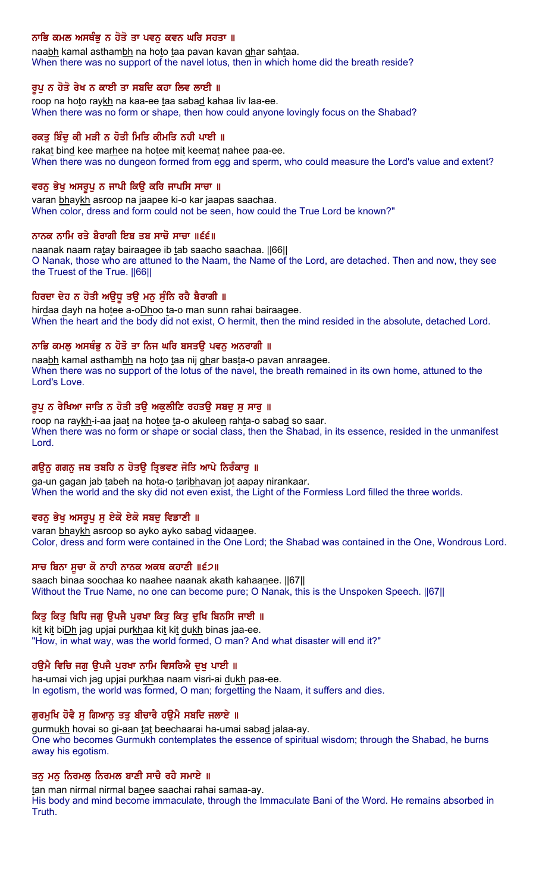ਨਾਭਿ ਕਮਲ ਅਸਥੰਭੁ ਨ ਹੋਤੋ ਤਾ ਪਵਨੁ ਕਵਨ ਘਰਿ ਸਹਤਾ ॥

naabh kamal asthambh na hoto taa pavan kavan ghar sahtaa.

When there was no support of the navel lotus, then in which home did the breath reside?

ਰੂਪੁ ਨ ਹੋਤੋ ਰੇਖ ਨ ਕਾਈ ਤਾ ਸਬਦਿ ਕਹਾ ਲਿਵ ਲਾਈ ॥

roop na hoto raykh na kaa-ee taa sabad kahaa liv laa-ee.

When there was no form or shape, then how could anyone lovingly focus on the Shabad?

ਰਕਤੁ ਬਿੰਦੁ ਕੀ ਮੜੀ ਨ ਹੋਤੀ ਮਿਤਿ ਕੀਮਤਿ ਨਹੀ ਪਾਈ ॥

rakat bind kee marhee na hotee mit keemat nahee paa-ee.

When there was no dungeon formed from egg and sperm, who could measure the Lord's value and extent?

ਵਰਨੁ ਭੇਖੁ ਅਸਰੂਪੁ ਨ ਜਾਪੀ ਕਿਉ ਕਰਿ ਜਾਪਸਿ ਸਾਚਾ ॥

varan bhaykh asroop na jaapee ki-o kar jaapas saachaa.

When color, dress and form could not be seen, how could the True Lord be known?"

ਨਾਨਕ ਨਾਮਿ ਰਤੇ ਬੈਰਾਗੀ ਇਬ ਤਬ ਸਾਚੋ ਸਾਚਾ ॥੬੬॥

naanak naam ratay bairaagee ib tab saacho saachaa. ||66||

O Nanak, those who are attuned to the Naam, the Name of the Lord, are detached. Then and now, they see the Truest of the True. ||66||

ਹਿਰਦਾ ਦੇਹ ਨ ਹੋਤੀ ਅਉਧੂ ਤਉ ਮਨੁ ਸੁੰਨਿ ਰਹੈ ਬੈਰਾਗੀ ॥

hirdaa dayh na hotee a-oDhoo ta-o man sunn rahai bairaagee.

When the heart and the body did not exist, O hermit, then the mind resided in the absolute, detached Lord.

ਨਾਭਿ ਕਮਲੁ ਅਸਥੰਭੁ ਨ ਹੋਤੋ ਤਾ ਨਿਜ ਘਰਿ ਬਸਤਉ ਪਵਨੁ ਅਨਰਾਗੀ ॥

naabh kamal asthambh na hoto taa nij ghar basta-o pavan anraagee.

When there was no support of the lotus of the navel, the breath remained in its own home, attuned to the Lord's Love.

ਰੂਪੁ ਨ ਰੇਖਿਆ ਜਾਤਿ ਨ ਹੋਤੀ ਤਉ ਅਕੁਲੀਣਿ ਰਹਤਉ ਸਬਦੁ ਸੁ ਸਾਰੁ ॥

roop na raykh-i-aa jaat na hotee ta-o akuleen rahta-o sabad so saar.

When there was no form or shape or social class, then the Shabad, in its essence, resided in the unmanifest Lord.

ਗਉਨੁ ਗਗਨੁ ਜਬ ਤਬਹਿ ਨ ਹੋਤਉ ਤ੍ਰਿਭਵਣ ਜੋਤਿ ਆਪੇ ਨਿਰੰਕਾਰੁ ॥

ga-un gagan jab tabeh na hota-o taribhavan jot aapay nirankaar.

When the world and the sky did not even exist, the Light of the Formless Lord filled the three worlds.

ਵਰਨੁ ਭੇਖੁ ਅਸਰੂਪੁ ਸੁ ਏਕੋ ਏਕੋ ਸਬਦੁ ਵਿਡਾਣੀ ॥

varan bhaykh asroop so ayko ayko sabad vidaanee.

Color, dress and form were contained in the One Lord; the Shabad was contained in the One, Wondrous Lord.

ਸਾਚ ਬਿਨਾ ਸੂਚਾ ਕੋ ਨਾਹੀ ਨਾਨਕ ਅਕਥ ਕਹਾਣੀ ॥੬੭॥

saach binaa soochaa ko naahee naanak akath kahaanee. ||67||

Without the True Name, no one can become pure; O Nanak, this is the Unspoken Speech. ||67||

ਕਿਤੁ ਕਿਤੁ ਬਿਧਿ ਜਗੁ ਉਪਜੈ ਪੁਰਖਾ ਕਿਤੁ ਕਿਤੁ ਦੁਖਿ ਬਿਨਸਿ ਜਾਈ ॥

kit kit biDh jag upjai purkhaa kit kit dukh binas jaa-ee.

"How, in what way, was the world formed, O man? And what disaster will end it?"

ਹਉਮੈ ਵਿਚਿ ਜਗੁ ਉਪਜੈ ਪੁਰਖਾ ਨਾਮਿ ਵਿਸਰਿਐ ਦੁਖੁ ਪਾਈ ॥

ha-umai vich jag upjai purkhaa naam visri-ai dukh paa-ee.

In egotism, the world was formed, O man; forgetting the Naam, it suffers and dies.

ਗੁਰਮੁਖਿ ਹੋਵੈ ਸੁ ਗਿਆਨੁ ਤਤੁ ਬੀਚਾਰੈ ਹਉਮੈ ਸਬਦਿ ਜਲਾਏ ॥

gurmukh hovai so gi-aan tat beechaarai ha-umai sabad jalaa-ay.

One who becomes Gurmukh contemplates the essence of spiritual wisdom; through the Shabad, he burns away his egotism.

ਤਨੁ ਮਨੁ ਨਿਰਮਲੁ ਨਿਰਮਲ ਬਾਣੀ ਸਾਚੈ ਰਹੈ ਸਮਾਏ ॥

tan man nirmal nirmal banee saachai rahai samaa-ay.

His body and mind become immaculate, through the Immaculate Bani of the Word. He remains absorbed in Truth.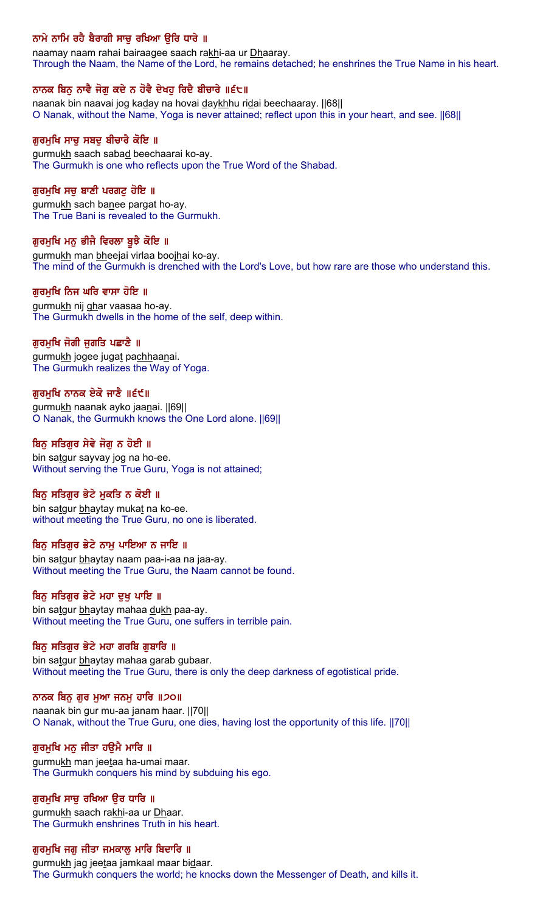**ਨਾਮੇ ਨਾਮਿ ਰਹੈ ਬੈਰਾਗੀ ਸਾਚੁ ਰਖਿਆ ਉਰਿ ਧਾਰੇ ॥**

naamay naam rahai bairaagee saach rakhi-aa ur Dhaaray.

Through the Naam, the Name of the Lord, he remains detached; he enshrines the True Name in his heart.

**ਨਾਨਕ ਬਿਨੁ ਨਾਵੈ ਜੋਗੁ ਕਦੇ ਨ ਹੋਵੈ ਦੇਖਹੁ ਰਿਦੈ ਬੀਚਾਰੇ ॥੬੮॥**

naanak bin naavai jog kaday na hovai daykhhu ridai beechaaray. ||68||

O Nanak, without the Name, Yoga is never attained; reflect upon this in your heart, and see. ||68||

**ਗੁਰਮੁਖਿ ਸਾਚੁ ਸਬਦੁ ਬੀਚਾਰੈ ਕੋਇ ॥**

gurmukh saach sabad beechaarai ko-ay.

The Gurmukh is one who reflects upon the True Word of the Shabad.

**ਗੁਰਮੁਖਿ ਸਚੁ ਬਾਣੀ ਪਰਗਟੁ ਹੋਇ ॥**

gurmukh sach banee pargat ho-ay.

The True Bani is revealed to the Gurmukh.

**ਗੁਰਮੁਖਿ ਮਨੁ ਭੀਜੈ ਵਿਰਲਾ ਬੂਝੈ ਕੋਇ ॥**

gurmukh man bheejai virlaa boojhai ko-ay.

The mind of the Gurmukh is drenched with the Lord's Love, but how rare are those who understand this.

**ਗੁਰਮੁਖਿ ਨਿਜ ਘਰਿ ਵਾਸਾ ਹੋਇ ॥**

gurmukh nij ghar vaasaa ho-ay.

The Gurmukh dwells in the home of the self, deep within.

**ਗੁਰਮੁਖਿ ਜੋਗੀ ਜੁਗਤਿ ਪਛਾਣੈ ॥**

gurmukh jogee jugat pachhaanai.

The Gurmukh realizes the Way of Yoga.

**ਗੁਰਮੁਖਿ ਨਾਨਕ ਏਕੋ ਜਾਣੈ ॥੬੯॥**

gurmukh naanak ayko jaanai. ||69||

O Nanak, the Gurmukh knows the One Lord alone. ||69||

**ਬਿਨੁ ਸਤਿਗੁਰ ਸੇਵੇ ਜੋਗੁ ਨ ਹੋਈ ॥**

bin satgur sayvay jog na ho-ee.

Without serving the True Guru, Yoga is not attained;

**ਬਿਨੁ ਸਤਿਗੁਰ ਭੇਟੇ ਮੁਕਤਿ ਨ ਕੋਈ ॥**

bin satgur bhaytay mukat na ko-ee.

without meeting the True Guru, no one is liberated.

**ਬਿਨੁ ਸਤਿਗੁਰ ਭੇਟੇ ਨਾਮੁ ਪਾਇਆ ਨ ਜਾਇ ॥**

bin satgur bhaytay naam paa-i-aa na jaa-ay.

Without meeting the True Guru, the Naam cannot be found.

**ਬਿਨੁ ਸਤਿਗੁਰ ਭੇਟੇ ਮਹਾ ਦੁਖੁ ਪਾਇ ॥**

bin satgur bhaytay mahaa dukh paa-ay.

Without meeting the True Guru, one suffers in terrible pain.

**ਬਿਨੁ ਸਤਿਗੁਰ ਭੇਟੇ ਮਹਾ ਗਰਬਿ ਗੁਬਾਰਿ ॥**

bin satgur bhaytay mahaa garab gubaar.

Without meeting the True Guru, there is only the deep darkness of egotistical pride.

**ਨਾਨਕ ਬਿਨੁ ਗੁਰ ਮੁਆ ਜਨਮੁ ਹਾਰਿ ॥੭੦॥**

naanak bin gur mu-aa janam haar. ||70||

O Nanak, without the True Guru, one dies, having lost the opportunity of this life. ||70||

**ਗੁਰਮੁਖਿ ਮਨੁ ਜੀਤਾ ਹਉਮੈ ਮਾਰਿ ॥**

gurmukh man jeetaa ha-umai maar.

The Gurmukh conquers his mind by subduing his ego.

**ਗੁਰਮੁਖਿ ਸਾਚੁ ਰਖਿਆ ਉਰ ਧਾਰਿ ॥**

gurmukh saach rakhi-aa ur Dhaar.

The Gurmukh enshrines Truth in his heart.

**ਗੁਰਮੁਖਿ ਜਗੁ ਜੀਤਾ ਜਮਕਾਲੁ ਮਾਰਿ ਬਿਦਾਰਿ ॥**

gurmukh jag jeetaa jamkaal maar bidaar.

The Gurmukh conquers the world; he knocks down the Messenger of Death, and kills it.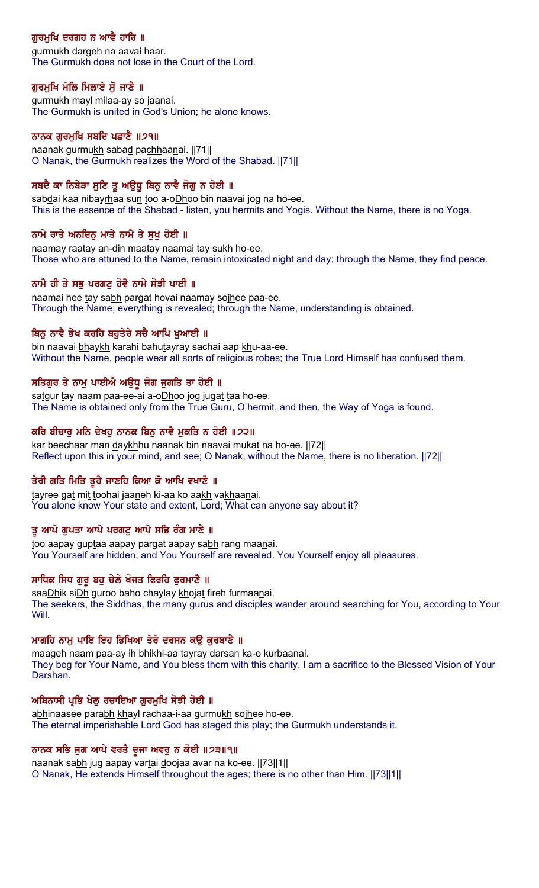**ਗੁਰਮੁਖਿ ਦਰਗਹ ਨ ਆਵੈ ਹਾਰਿ ॥**

gurmukh dargeh na aavai haar.

The Gurmukh does not lose in the Court of the Lord.

**ਗੁਰਮੁਖਿ ਮੇਲਿ ਮਿਲਾਏ ਸੋੁ ਜਾਣੈ ॥**

gurmukh mayl milaa-ay so jaanai.

The Gurmukh is united in God's Union; he alone knows.

**ਨਾਨਕ ਗੁਰਮੁਖਿ ਸਬਦਿ ਪਛਾਣੈ ॥੭੧॥**

naanak gurmukh sabad pachhaanai. ||71||

O Nanak, the Gurmukh realizes the Word of the Shabad. ||71||

**ਸਬਦੈ ਕਾ ਨਿਬੇੜਾ ਸੁਣਿ ਤੂ ਅਉਧੂ ਬਿਨੁ ਨਾਵੈ ਜੋਗੁ ਨ ਹੋਈ ॥**

sabdai kaa nibayrhaa sun too a-oDhoo bin naavai jog na ho-ee.

This is the essence of the Shabad - listen, you hermits and Yogis. Without the Name, there is no Yoga.

**ਨਾਮੇ ਰਾਤੇ ਅਨਦਿਨੁ ਮਾਤੇ ਨਾਮੈ ਤੇ ਸੁਖੁ ਹੋਈ ॥**

naamay raatay an-din maatay naamai tay sukh ho-ee.

Those who are attuned to the Name, remain intoxicated night and day; through the Name, they find peace.

**ਨਾਮੈ ਹੀ ਤੇ ਸਭੁ ਪਰਗਟੁ ਹੋਵੈ ਨਾਮੇ ਸੋਝੀ ਪਾਈ ॥**

naamai hee tay sabh pargat hovai naamay sojhee paa-ee.

Through the Name, everything is revealed; through the Name, understanding is obtained.

**ਬਿਨੁ ਨਾਵੈ ਭੇਖ ਕਰਹਿ ਬਹੁਤੇਰੇ ਸਚੈ ਆਪਿ ਖੁਆਈ ॥**

bin naavai bhaykh karahi bahutayray sachai aap khu-aa-ee.

Without the Name, people wear all sorts of religious robes; the True Lord Himself has confused them.

**ਸਤਿਗੁਰ ਤੇ ਨਾਮੁ ਪਾਈਐ ਅਉਧੂ ਜੋਗ ਜੁਗਤਿ ਤਾ ਹੋਈ ॥**

satgur tay naam paa-ee-ai a-oDhoo jog jugat taa ho-ee.

The Name is obtained only from the True Guru, O hermit, and then, the Way of Yoga is found.

**ਕਰਿ ਬੀਚਾਰੁ ਮਨਿ ਦੇਖਹੁ ਨਾਨਕ ਬਿਨੁ ਨਾਵੈ ਮੁਕਤਿ ਨ ਹੋਈ ॥੭੨॥**

kar beechaar man daykhhu naanak bin naavai mukat na ho-ee. ||72||

Reflect upon this in your mind, and see; O Nanak, without the Name, there is no liberation. ||72||

**ਤੇਰੀ ਗਤਿ ਮਿਤਿ ਤੂਹੈ ਜਾਣਹਿ ਕਿਆ ਕੋ ਆਖਿ ਵਖਾਣੈ ॥**

tayree gat mit toohai jaaneh ki-aa ko aakh vakhaanai.

You alone know Your state and extent, Lord; What can anyone say about it?

**ਤੂ ਆਪੇ ਗੁਪਤਾ ਆਪੇ ਪਰਗਟੁ ਆਪੇ ਸਭਿ ਰੰਗ ਮਾਣੈ ॥**

too aapay guptaa aapay pargat aapay sabh rang maanai.

You Yourself are hidden, and You Yourself are revealed. You Yourself enjoy all pleasures.

**ਸਾਧਿਕ ਸਿਧ ਗੁਰੂ ਬਹੁ ਚੇਲੇ ਖੋਜਤ ਫਿਰਹਿ ਫੁਰਮਾਣੈ ॥**

saaDhik siDh guroo baho chaylay khojat fireh furmaanai.

The seekers, the Siddhas, the many gurus and disciples wander around searching for You, according to Your Will.

**ਮਾਗਹਿ ਨਾਮੁ ਪਾਇ ਇਹ ਭਿਖਿਆ ਤੇਰੇ ਦਰਸਨ ਕਉ ਕੁਰਬਾਣੈ ॥**

maageh naam paa-ay ih bhikhi-aa tayray darsan ka-o kurbaanai.

They beg for Your Name, and You bless them with this charity. I am a sacrifice to the Blessed Vision of Your Darshan.

**ਅਬਿਨਾਸੀ ਪ੍ਰਭਿ ਖੇਲੁ ਰਚਾਇਆ ਗੁਰਮੁਖਿ ਸੋਝੀ ਹੋਈ ॥**

abhinaasee parabh khayl rachaa-i-aa gurmukh sojhee ho-ee.

The eternal imperishable Lord God has staged this play; the Gurmukh understands it.

**ਨਾਨਕ ਸਭਿ ਜੁਗ ਆਪੇ ਵਰਤੈ ਦੂਜਾ ਅਵਰੁ ਨ ਕੋਈ ॥੭੩॥੧॥**

naanak sabh jug aapay vartai doojaa avar na ko-ee. ||73||1||

O Nanak, He extends Himself throughout the ages; there is no other than Him. ||73||1||